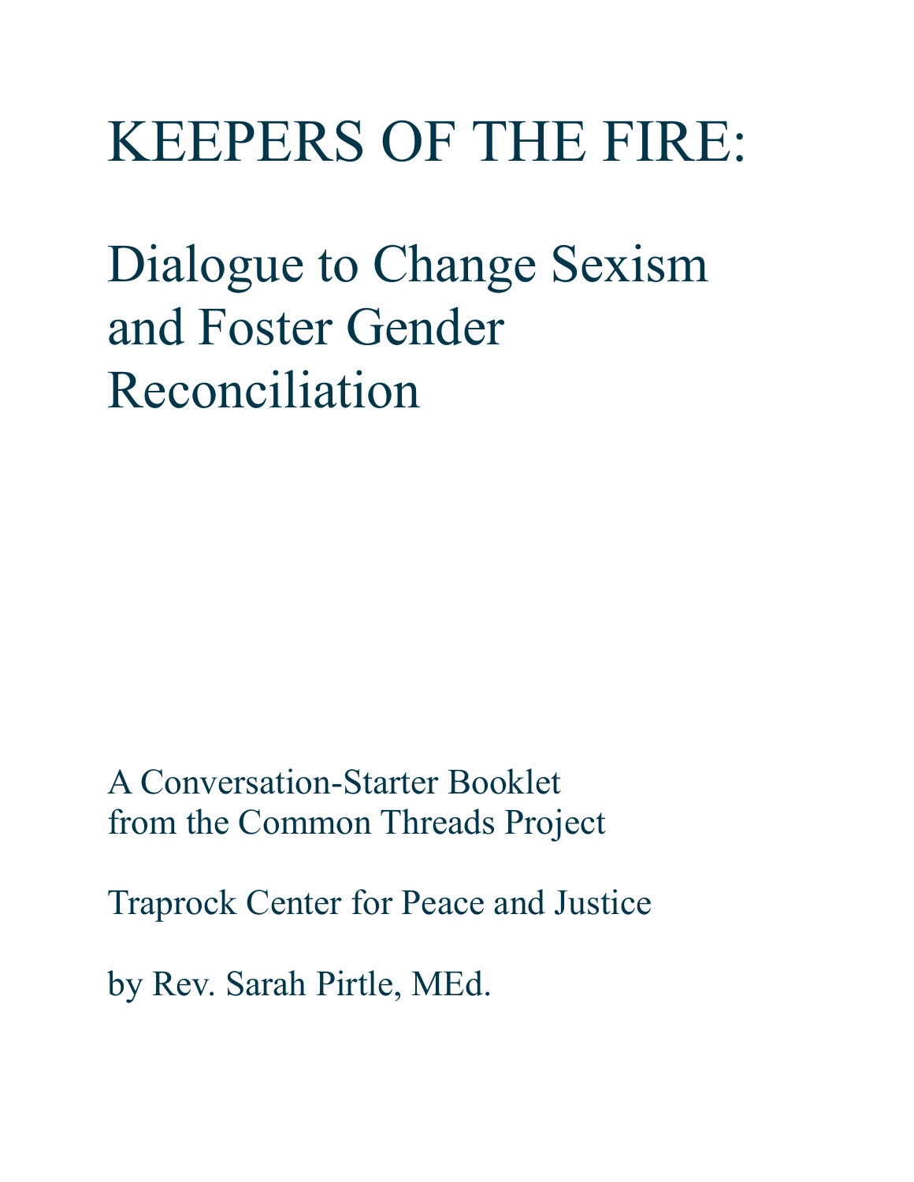# KEEPERS OF THE FIRE:

## Dialogue to Change Sexism and Foster Gender Reconciliation

A Conversation-Starter Booklet
from the Common Threads Project

Traprock Center for Peace and Justice

by Rev. Sarah Pirtle, MEd.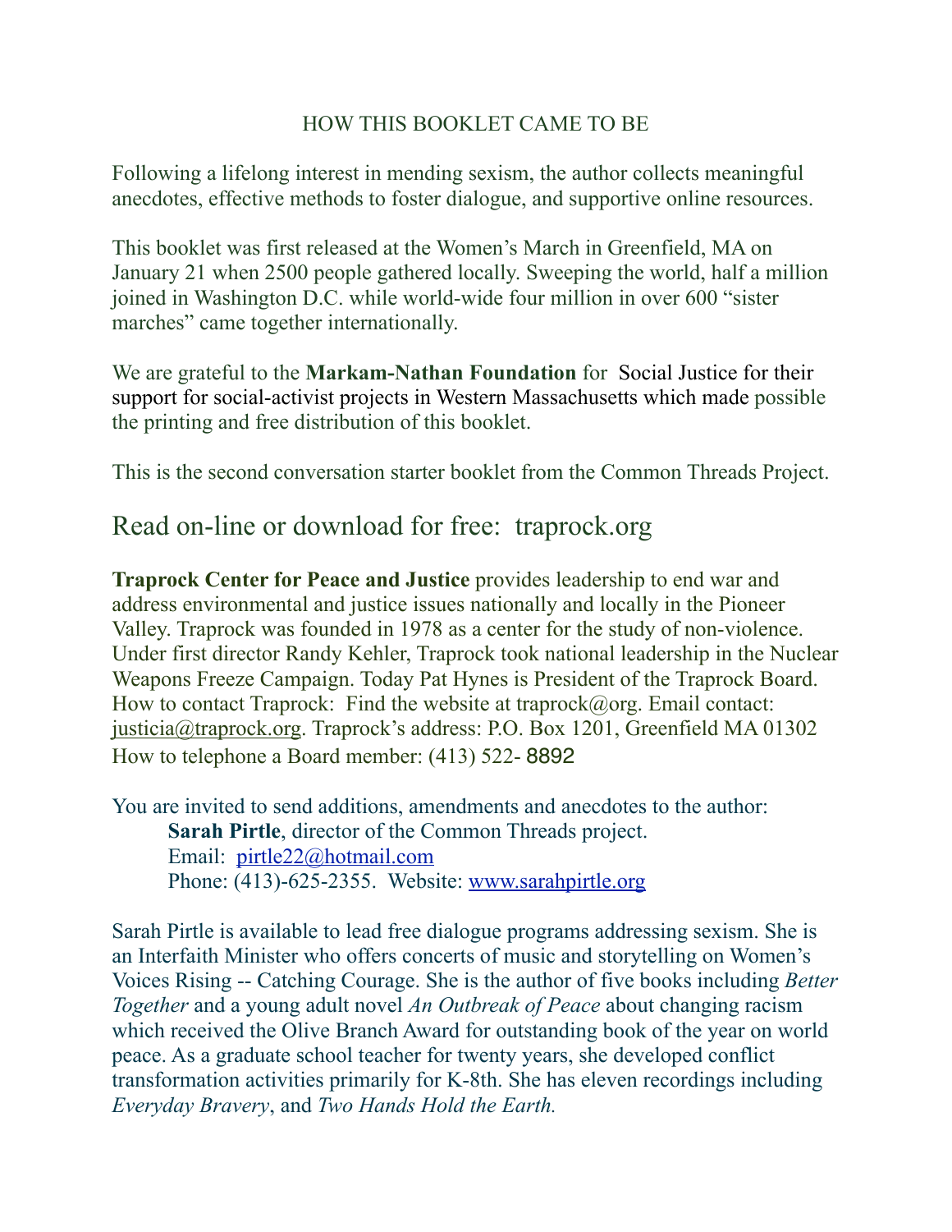## HOW THIS BOOKLET CAME TO BE

Following a lifelong interest in mending sexism, the author collects meaningful anecdotes, effective methods to foster dialogue, and supportive online resources.

This booklet was first released at the Women's March in Greenfield, MA on January 21 when 2500 people gathered locally. Sweeping the world, half a million joined in Washington D.C. while world-wide four million in over 600 "sister marches" came together internationally.

We are grateful to the **Markam-Nathan Foundation** for Social Justice for their support for social-activist projects in Western Massachusetts which made possible the printing and free distribution of this booklet.

This is the second conversation starter booklet from the Common Threads Project.

## Read on-line or download for free: traprock.org

**Traprock Center for Peace and Justice** provides leadership to end war and address environmental and justice issues nationally and locally in the Pioneer Valley. Traprock was founded in 1978 as a center for the study of non-violence. Under first director Randy Kehler, Traprock took national leadership in the Nuclear Weapons Freeze Campaign. Today Pat Hynes is President of the Traprock Board. How to contact Traprock: Find the website at traprock@org. Email contact: justicia@traprock.org. Traprock's address: P.O. Box 1201, Greenfield MA 01302 How to telephone a Board member: (413) 522- 8892

You are invited to send additions, amendments and anecdotes to the author:

**Sarah Pirtle**, director of the Common Threads project.
Email: pirtle22@hotmail.com
Phone: (413)-625-2355. Website: www.sarahpirtle.org

Sarah Pirtle is available to lead free dialogue programs addressing sexism. She is an Interfaith Minister who offers concerts of music and storytelling on Women's Voices Rising -- Catching Courage. She is the author of five books including *Better Together* and a young adult novel *An Outbreak of Peace* about changing racism which received the Olive Branch Award for outstanding book of the year on world peace. As a graduate school teacher for twenty years, she developed conflict transformation activities primarily for K-8th. She has eleven recordings including *Everyday Bravery*, and *Two Hands Hold the Earth.*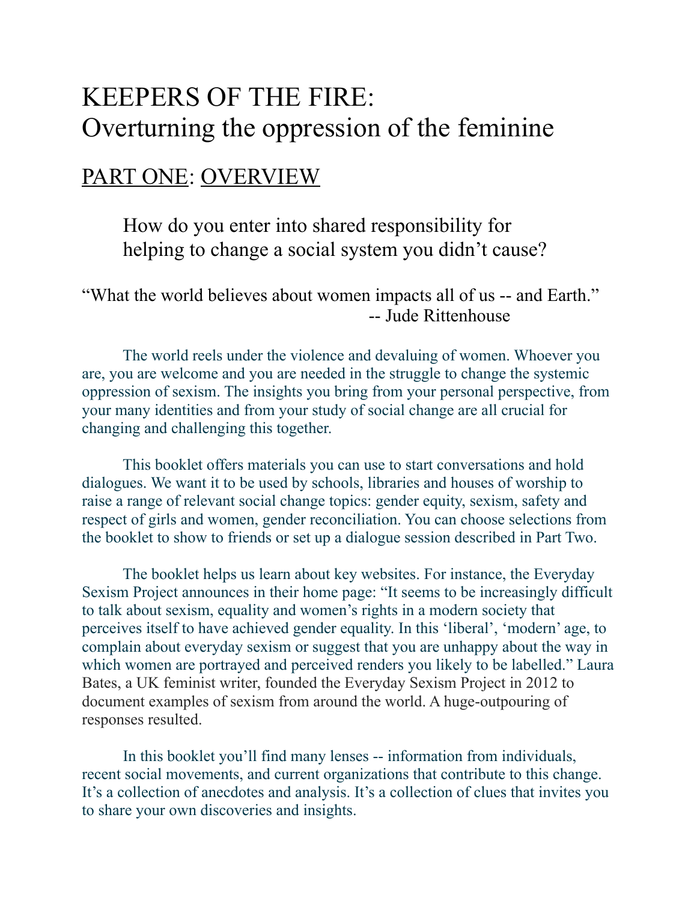# KEEPERS OF THE FIRE: Overturning the oppression of the feminine

## PART ONE: OVERVIEW

> How do you enter into shared responsibility for helping to change a social system you didn't cause?

"What the world believes about women impacts all of us -- and Earth."
-- Jude Rittenhouse

The world reels under the violence and devaluing of women. Whoever you are, you are welcome and you are needed in the struggle to change the systemic oppression of sexism. The insights you bring from your personal perspective, from your many identities and from your study of social change are all crucial for changing and challenging this together.

This booklet offers materials you can use to start conversations and hold dialogues. We want it to be used by schools, libraries and houses of worship to raise a range of relevant social change topics: gender equity, sexism, safety and respect of girls and women, gender reconciliation. You can choose selections from the booklet to show to friends or set up a dialogue session described in Part Two.

The booklet helps us learn about key websites. For instance, the Everyday Sexism Project announces in their home page: "It seems to be increasingly difficult to talk about sexism, equality and women's rights in a modern society that perceives itself to have achieved gender equality. In this 'liberal', 'modern' age, to complain about everyday sexism or suggest that you are unhappy about the way in which women are portrayed and perceived renders you likely to be labelled." Laura Bates, a UK feminist writer, founded the Everyday Sexism Project in 2012 to document examples of sexism from around the world. A huge-outpouring of responses resulted.

In this booklet you'll find many lenses -- information from individuals, recent social movements, and current organizations that contribute to this change. It's a collection of anecdotes and analysis. It's a collection of clues that invites you to share your own discoveries and insights.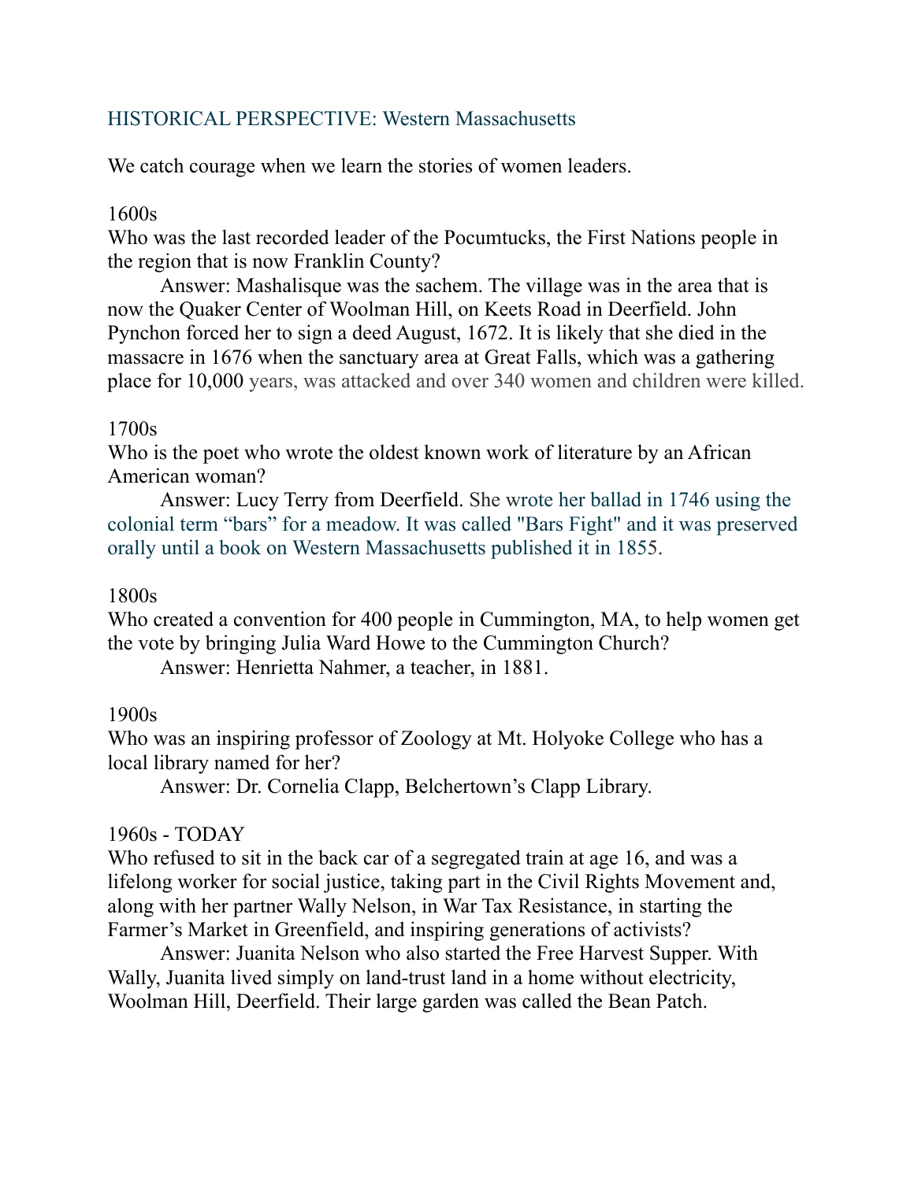## HISTORICAL PERSPECTIVE: Western Massachusetts

We catch courage when we learn the stories of women leaders.

### 1600s

Who was the last recorded leader of the Pocumtucks, the First Nations people in the region that is now Franklin County?

Answer: Mashalisque was the sachem. The village was in the area that is now the Quaker Center of Woolman Hill, on Keets Road in Deerfield. John Pynchon forced her to sign a deed August, 1672. It is likely that she died in the massacre in 1676 when the sanctuary area at Great Falls, which was a gathering place for 10,000 years, was attacked and over 340 women and children were killed.

### 1700s

Who is the poet who wrote the oldest known work of literature by an African American woman?

Answer: Lucy Terry from Deerfield. She wrote her ballad in 1746 using the colonial term "bars" for a meadow. It was called "Bars Fight" and it was preserved orally until a book on Western Massachusetts published it in 1855.

### 1800s

Who created a convention for 400 people in Cummington, MA, to help women get the vote by bringing Julia Ward Howe to the Cummington Church?

Answer: Henrietta Nahmer, a teacher, in 1881.

### 1900s

Who was an inspiring professor of Zoology at Mt. Holyoke College who has a local library named for her?

Answer: Dr. Cornelia Clapp, Belchertown's Clapp Library.

### 1960s - TODAY

Who refused to sit in the back car of a segregated train at age 16, and was a lifelong worker for social justice, taking part in the Civil Rights Movement and, along with her partner Wally Nelson, in War Tax Resistance, in starting the Farmer's Market in Greenfield, and inspiring generations of activists?

Answer: Juanita Nelson who also started the Free Harvest Supper. With Wally, Juanita lived simply on land-trust land in a home without electricity, Woolman Hill, Deerfield. Their large garden was called the Bean Patch.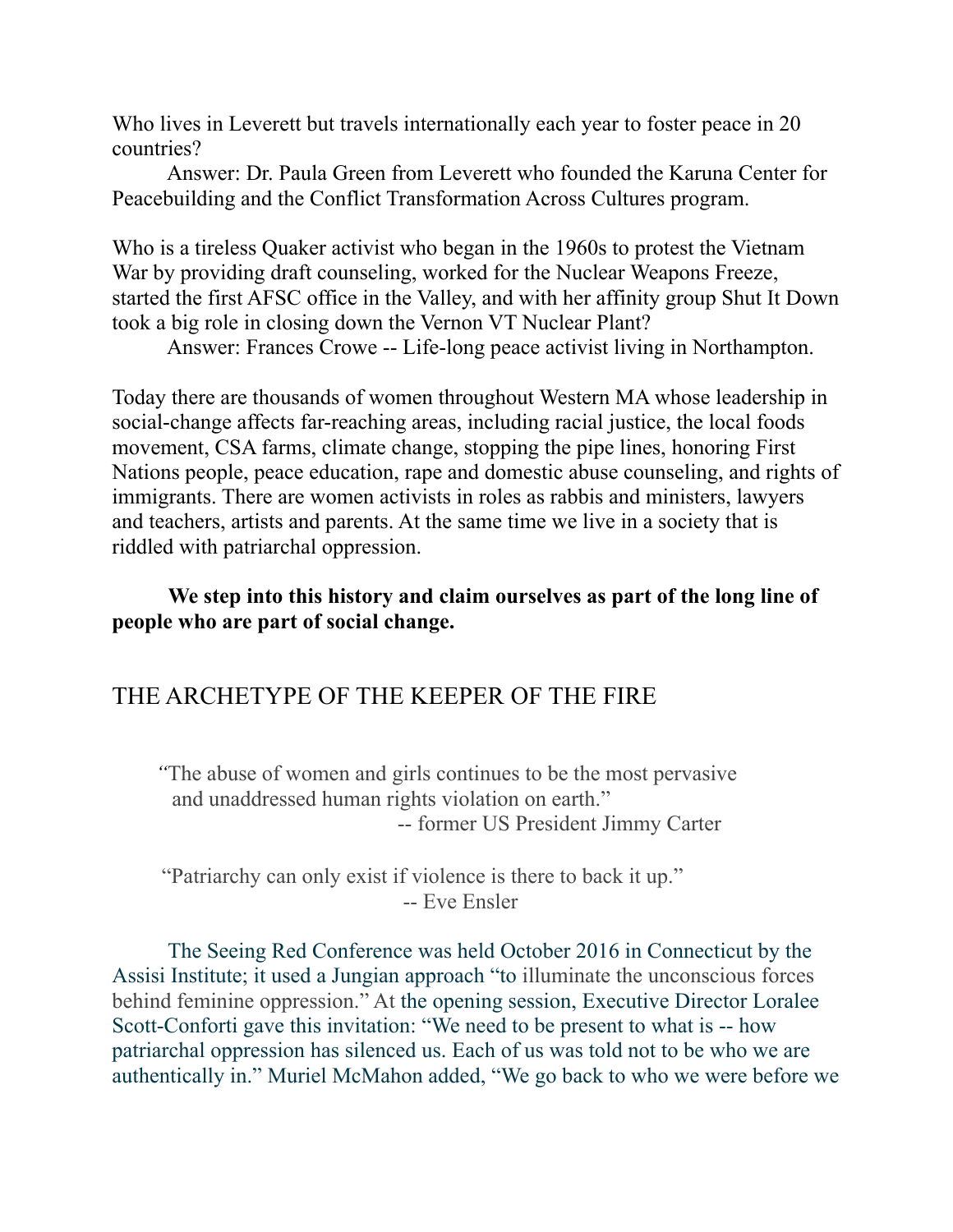Who lives in Leverett but travels internationally each year to foster peace in 20 countries?

Answer: Dr. Paula Green from Leverett who founded the Karuna Center for Peacebuilding and the Conflict Transformation Across Cultures program.

Who is a tireless Quaker activist who began in the 1960s to protest the Vietnam War by providing draft counseling, worked for the Nuclear Weapons Freeze, started the first AFSC office in the Valley, and with her affinity group Shut It Down took a big role in closing down the Vernon VT Nuclear Plant?

Answer: Frances Crowe -- Life-long peace activist living in Northampton.

Today there are thousands of women throughout Western MA whose leadership in social-change affects far-reaching areas, including racial justice, the local foods movement, CSA farms, climate change, stopping the pipe lines, honoring First Nations people, peace education, rape and domestic abuse counseling, and rights of immigrants. There are women activists in roles as rabbis and ministers, lawyers and teachers, artists and parents. At the same time we live in a society that is riddled with patriarchal oppression.

**We step into this history and claim ourselves as part of the long line of people who are part of social change.**

## THE ARCHETYPE OF THE KEEPER OF THE FIRE

> "The abuse of women and girls continues to be the most pervasive and unaddressed human rights violation on earth."
>
> -- former US President Jimmy Carter

> "Patriarchy can only exist if violence is there to back it up."
>
> -- Eve Ensler

The Seeing Red Conference was held October 2016 in Connecticut by the Assisi Institute; it used a Jungian approach "to illuminate the unconscious forces behind feminine oppression." At the opening session, Executive Director Loralee Scott-Conforti gave this invitation: "We need to be present to what is -- how patriarchal oppression has silenced us. Each of us was told not to be who we are authentically in." Muriel McMahon added, "We go back to who we were before we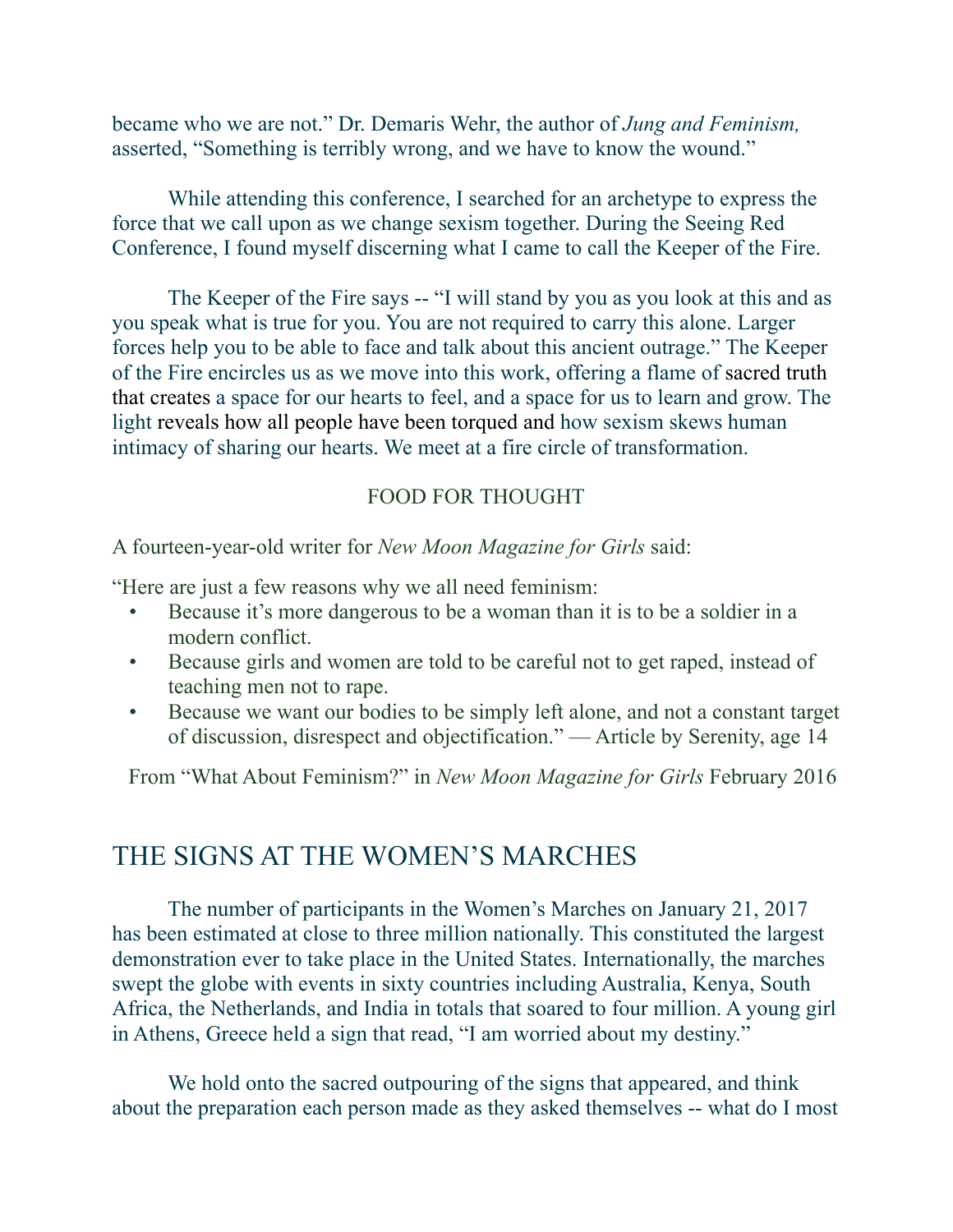became who we are not." Dr. Demaris Wehr, the author of *Jung and Feminism,* asserted, "Something is terribly wrong, and we have to know the wound."

While attending this conference, I searched for an archetype to express the force that we call upon as we change sexism together. During the Seeing Red Conference, I found myself discerning what I came to call the Keeper of the Fire.

The Keeper of the Fire says -- "I will stand by you as you look at this and as you speak what is true for you. You are not required to carry this alone. Larger forces help you to be able to face and talk about this ancient outrage." The Keeper of the Fire encircles us as we move into this work, offering a flame of sacred truth that creates a space for our hearts to feel, and a space for us to learn and grow. The light reveals how all people have been torqued and how sexism skews human intimacy of sharing our hearts. We meet at a fire circle of transformation.

FOOD FOR THOUGHT

A fourteen-year-old writer for *New Moon Magazine for Girls* said:

"Here are just a few reasons why we all need feminism:

- Because it's more dangerous to be a woman than it is to be a soldier in a modern conflict.
- Because girls and women are told to be careful not to get raped, instead of teaching men not to rape.
- Because we want our bodies to be simply left alone, and not a constant target of discussion, disrespect and objectification." — Article by Serenity, age 14

From "What About Feminism?" in *New Moon Magazine for Girls* February 2016

## THE SIGNS AT THE WOMEN'S MARCHES

The number of participants in the Women's Marches on January 21, 2017 has been estimated at close to three million nationally. This constituted the largest demonstration ever to take place in the United States. Internationally, the marches swept the globe with events in sixty countries including Australia, Kenya, South Africa, the Netherlands, and India in totals that soared to four million. A young girl in Athens, Greece held a sign that read, "I am worried about my destiny."

We hold onto the sacred outpouring of the signs that appeared, and think about the preparation each person made as they asked themselves -- what do I most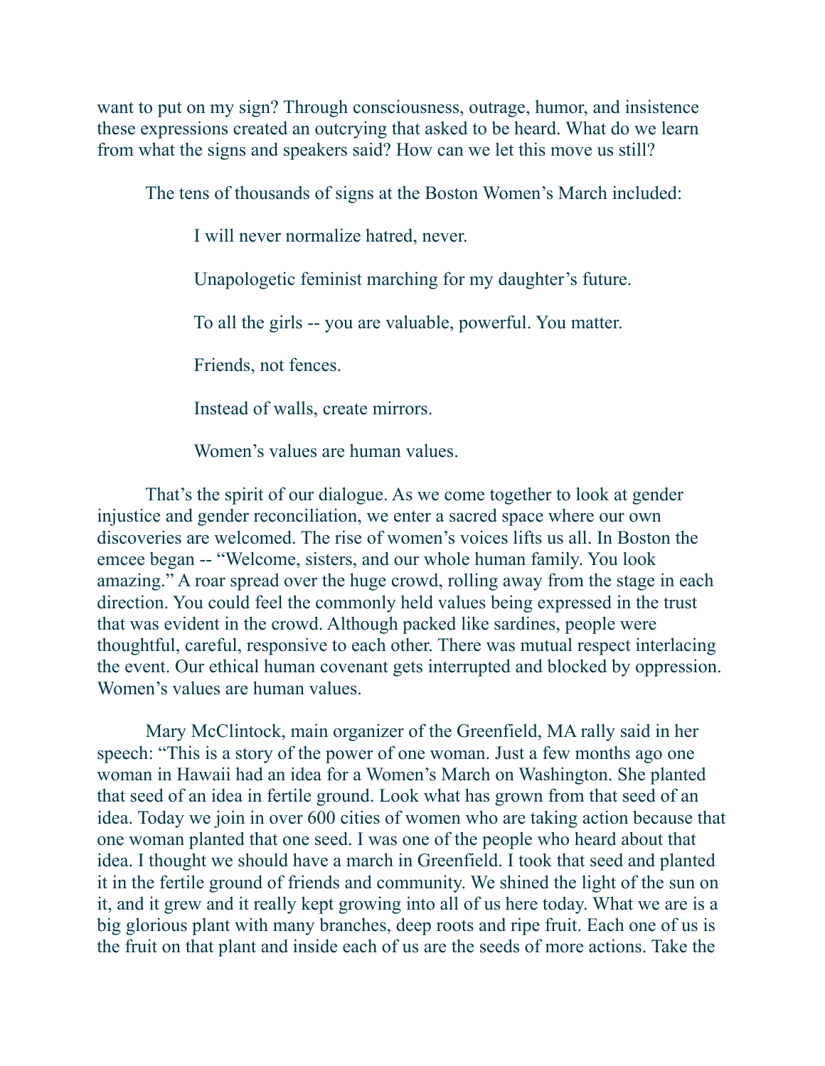want to put on my sign? Through consciousness, outrage, humor, and insistence these expressions created an outcrying that asked to be heard. What do we learn from what the signs and speakers said? How can we let this move us still?

The tens of thousands of signs at the Boston Women's March included:

> I will never normalize hatred, never.
>
> Unapologetic feminist marching for my daughter's future.
>
> To all the girls -- you are valuable, powerful. You matter.
>
> Friends, not fences.
>
> Instead of walls, create mirrors.
>
> Women's values are human values.

That's the spirit of our dialogue. As we come together to look at gender injustice and gender reconciliation, we enter a sacred space where our own discoveries are welcomed. The rise of women's voices lifts us all. In Boston the emcee began -- "Welcome, sisters, and our whole human family. You look amazing." A roar spread over the huge crowd, rolling away from the stage in each direction. You could feel the commonly held values being expressed in the trust that was evident in the crowd. Although packed like sardines, people were thoughtful, careful, responsive to each other. There was mutual respect interlacing the event. Our ethical human covenant gets interrupted and blocked by oppression. Women's values are human values.

Mary McClintock, main organizer of the Greenfield, MA rally said in her speech: "This is a story of the power of one woman. Just a few months ago one woman in Hawaii had an idea for a Women's March on Washington. She planted that seed of an idea in fertile ground. Look what has grown from that seed of an idea. Today we join in over 600 cities of women who are taking action because that one woman planted that one seed. I was one of the people who heard about that idea. I thought we should have a march in Greenfield. I took that seed and planted it in the fertile ground of friends and community. We shined the light of the sun on it, and it grew and it really kept growing into all of us here today. What we are is a big glorious plant with many branches, deep roots and ripe fruit. Each one of us is the fruit on that plant and inside each of us are the seeds of more actions. Take the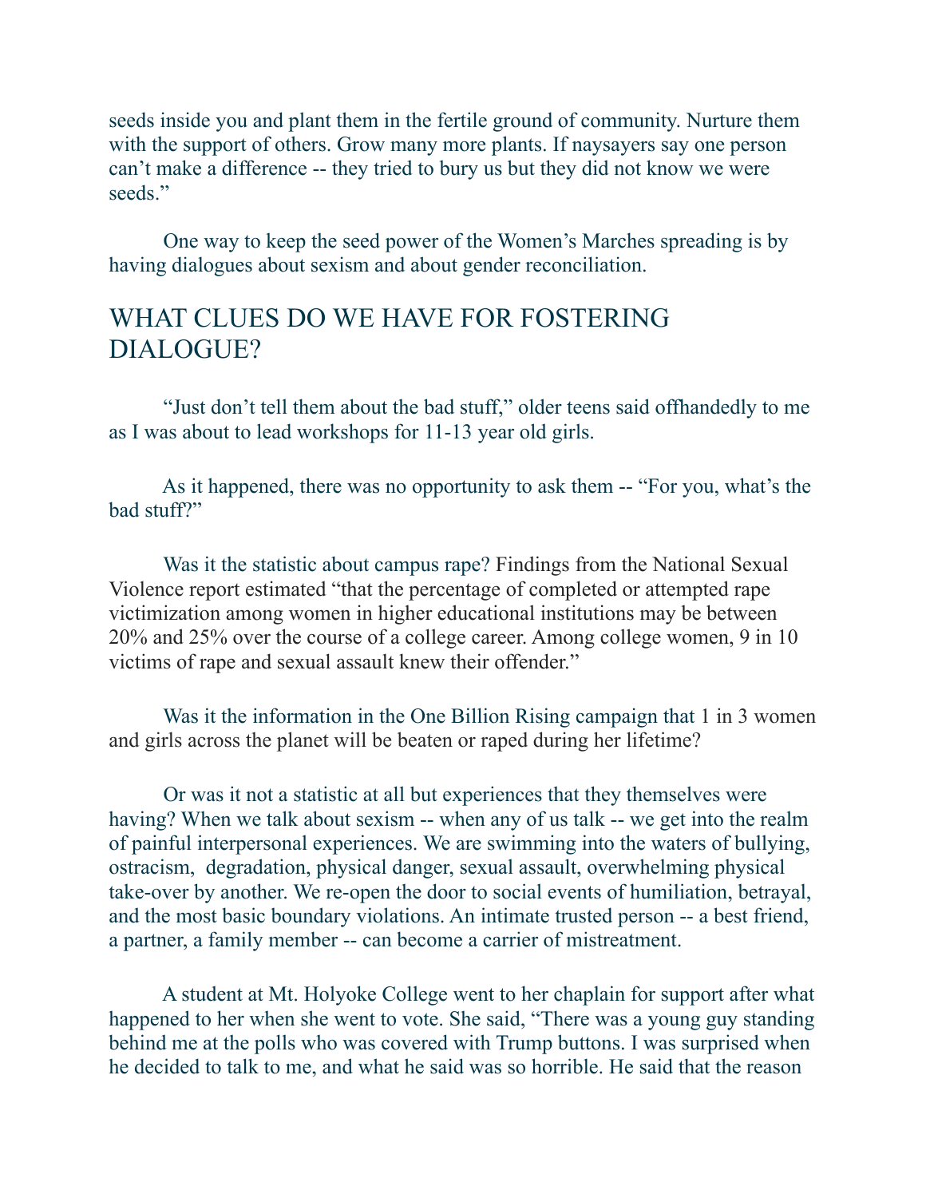seeds inside you and plant them in the fertile ground of community. Nurture them with the support of others. Grow many more plants. If naysayers say one person can't make a difference -- they tried to bury us but they did not know we were seeds."

One way to keep the seed power of the Women's Marches spreading is by having dialogues about sexism and about gender reconciliation.

## WHAT CLUES DO WE HAVE FOR FOSTERING DIALOGUE?

"Just don't tell them about the bad stuff," older teens said offhandedly to me as I was about to lead workshops for 11-13 year old girls.

As it happened, there was no opportunity to ask them -- "For you, what's the bad stuff?"

Was it the statistic about campus rape? Findings from the National Sexual Violence report estimated "that the percentage of completed or attempted rape victimization among women in higher educational institutions may be between 20% and 25% over the course of a college career. Among college women, 9 in 10 victims of rape and sexual assault knew their offender."

Was it the information in the One Billion Rising campaign that 1 in 3 women and girls across the planet will be beaten or raped during her lifetime?

Or was it not a statistic at all but experiences that they themselves were having? When we talk about sexism -- when any of us talk -- we get into the realm of painful interpersonal experiences. We are swimming into the waters of bullying, ostracism, degradation, physical danger, sexual assault, overwhelming physical take-over by another. We re-open the door to social events of humiliation, betrayal, and the most basic boundary violations. An intimate trusted person -- a best friend, a partner, a family member -- can become a carrier of mistreatment.

A student at Mt. Holyoke College went to her chaplain for support after what happened to her when she went to vote. She said, "There was a young guy standing behind me at the polls who was covered with Trump buttons. I was surprised when he decided to talk to me, and what he said was so horrible. He said that the reason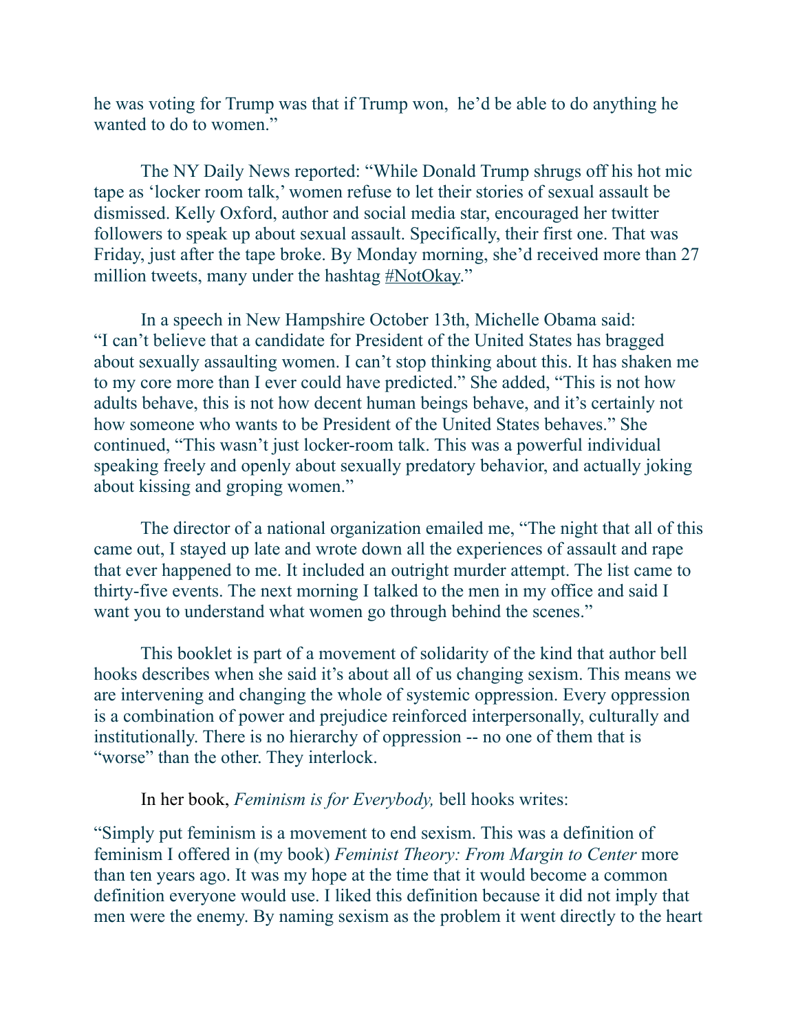he was voting for Trump was that if Trump won, he'd be able to do anything he wanted to do to women."

The NY Daily News reported: "While Donald Trump shrugs off his hot mic tape as 'locker room talk,' women refuse to let their stories of sexual assault be dismissed. Kelly Oxford, author and social media star, encouraged her twitter followers to speak up about sexual assault. Specifically, their first one. That was Friday, just after the tape broke. By Monday morning, she'd received more than 27 million tweets, many under the hashtag #NotOkay."

In a speech in New Hampshire October 13th, Michelle Obama said: "I can't believe that a candidate for President of the United States has bragged about sexually assaulting women. I can't stop thinking about this. It has shaken me to my core more than I ever could have predicted." She added, "This is not how adults behave, this is not how decent human beings behave, and it's certainly not how someone who wants to be President of the United States behaves." She continued, "This wasn't just locker-room talk. This was a powerful individual speaking freely and openly about sexually predatory behavior, and actually joking about kissing and groping women."

The director of a national organization emailed me, "The night that all of this came out, I stayed up late and wrote down all the experiences of assault and rape that ever happened to me. It included an outright murder attempt. The list came to thirty-five events. The next morning I talked to the men in my office and said I want you to understand what women go through behind the scenes."

This booklet is part of a movement of solidarity of the kind that author bell hooks describes when she said it's about all of us changing sexism. This means we are intervening and changing the whole of systemic oppression. Every oppression is a combination of power and prejudice reinforced interpersonally, culturally and institutionally. There is no hierarchy of oppression -- no one of them that is "worse" than the other. They interlock.

In her book, *Feminism is for Everybody,* bell hooks writes:

"Simply put feminism is a movement to end sexism. This was a definition of feminism I offered in (my book) *Feminist Theory: From Margin to Center* more than ten years ago. It was my hope at the time that it would become a common definition everyone would use. I liked this definition because it did not imply that men were the enemy. By naming sexism as the problem it went directly to the heart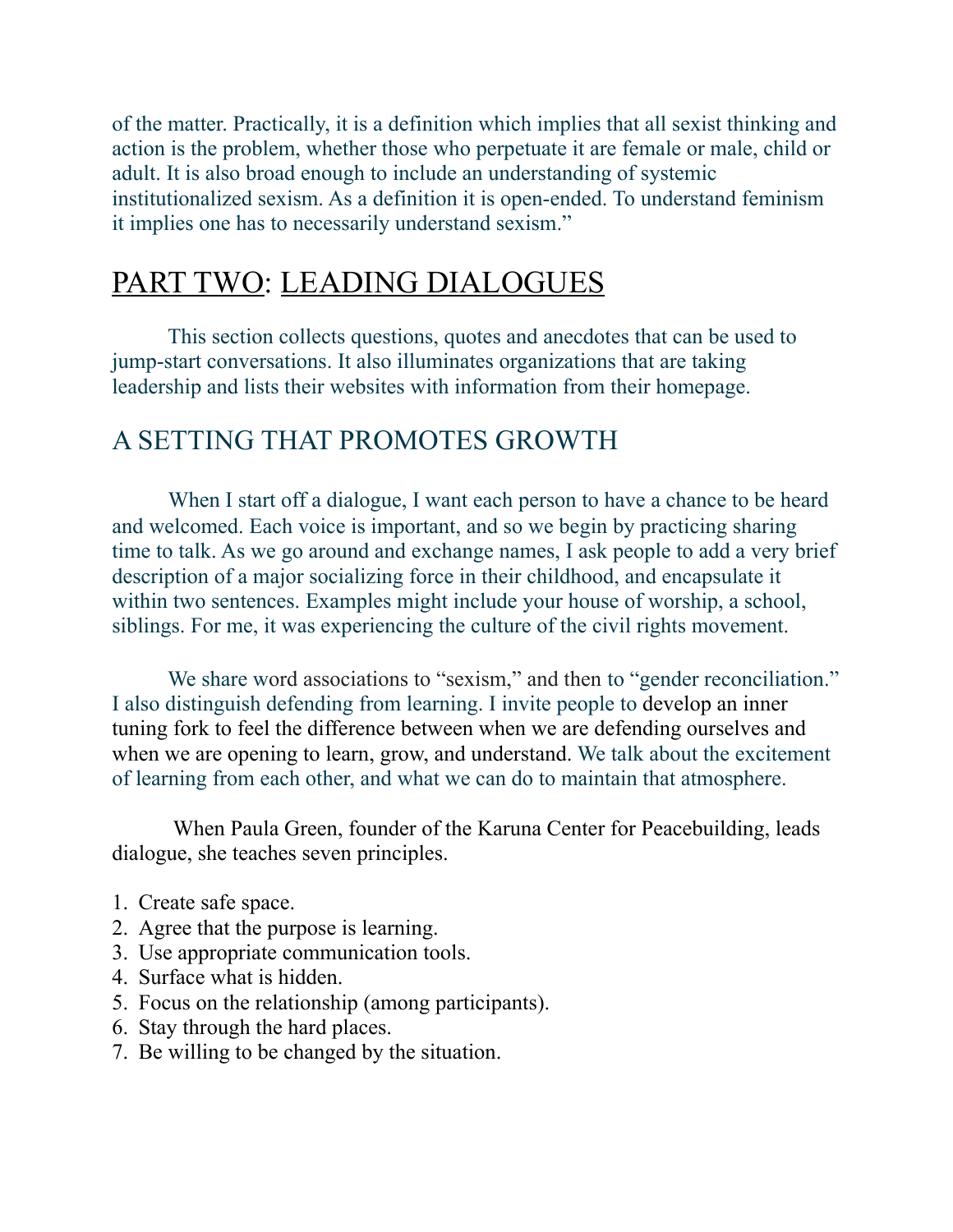of the matter. Practically, it is a definition which implies that all sexist thinking and action is the problem, whether those who perpetuate it are female or male, child or adult. It is also broad enough to include an understanding of systemic institutionalized sexism. As a definition it is open-ended. To understand feminism it implies one has to necessarily understand sexism."

# PART TWO: LEADING DIALOGUES

This section collects questions, quotes and anecdotes that can be used to jump-start conversations. It also illuminates organizations that are taking leadership and lists their websites with information from their homepage.

## A SETTING THAT PROMOTES GROWTH

When I start off a dialogue, I want each person to have a chance to be heard and welcomed. Each voice is important, and so we begin by practicing sharing time to talk. As we go around and exchange names, I ask people to add a very brief description of a major socializing force in their childhood, and encapsulate it within two sentences. Examples might include your house of worship, a school, siblings. For me, it was experiencing the culture of the civil rights movement.

We share word associations to "sexism," and then to "gender reconciliation." I also distinguish defending from learning. I invite people to develop an inner tuning fork to feel the difference between when we are defending ourselves and when we are opening to learn, grow, and understand. We talk about the excitement of learning from each other, and what we can do to maintain that atmosphere.

When Paula Green, founder of the Karuna Center for Peacebuilding, leads dialogue, she teaches seven principles.

1. Create safe space.
2. Agree that the purpose is learning.
3. Use appropriate communication tools.
4. Surface what is hidden.
5. Focus on the relationship (among participants).
6. Stay through the hard places.
7. Be willing to be changed by the situation.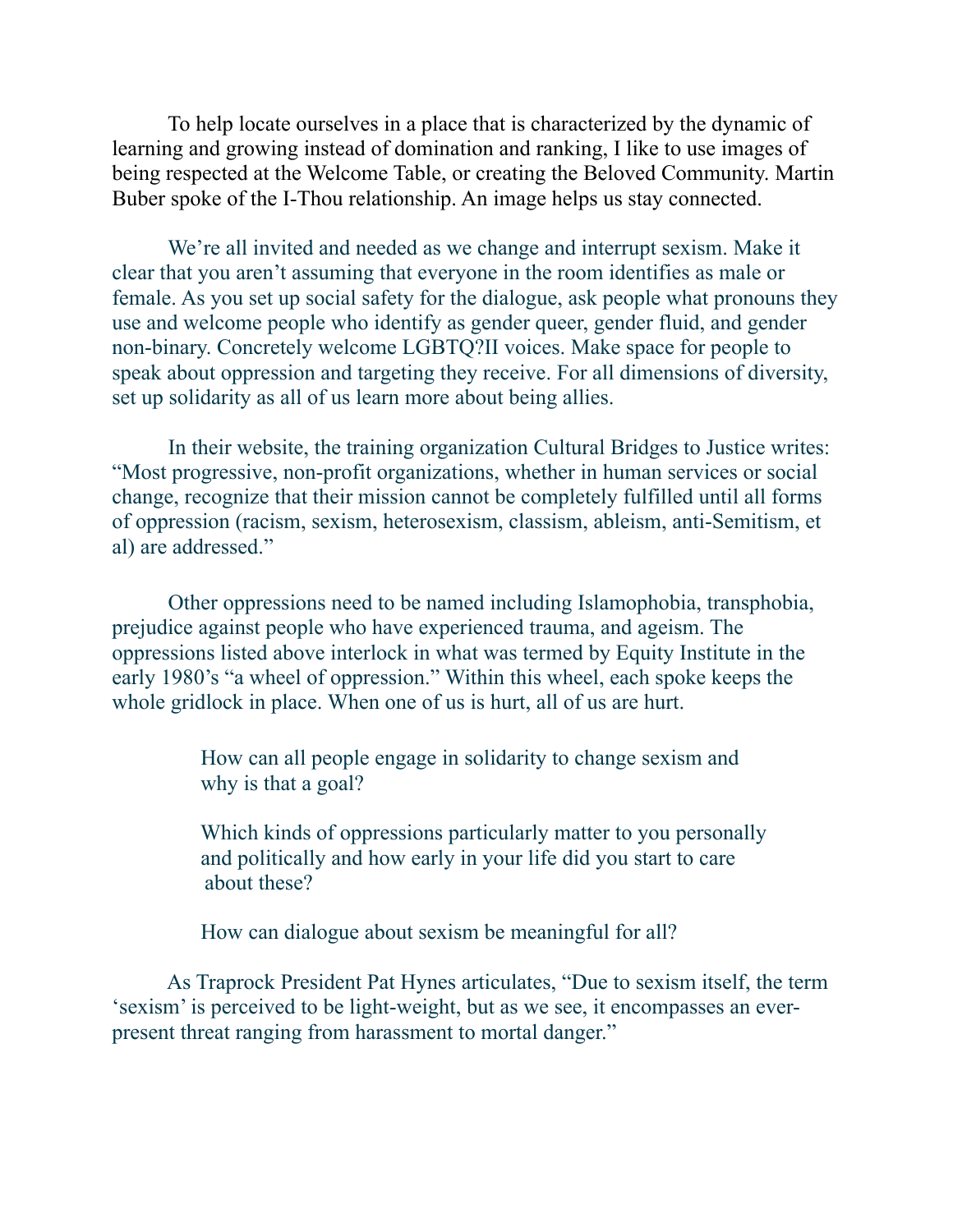To help locate ourselves in a place that is characterized by the dynamic of learning and growing instead of domination and ranking, I like to use images of being respected at the Welcome Table, or creating the Beloved Community. Martin Buber spoke of the I-Thou relationship. An image helps us stay connected.

We're all invited and needed as we change and interrupt sexism. Make it clear that you aren't assuming that everyone in the room identifies as male or female. As you set up social safety for the dialogue, ask people what pronouns they use and welcome people who identify as gender queer, gender fluid, and gender non-binary. Concretely welcome LGBTQ?II voices. Make space for people to speak about oppression and targeting they receive. For all dimensions of diversity, set up solidarity as all of us learn more about being allies.

In their website, the training organization Cultural Bridges to Justice writes: "Most progressive, non-profit organizations, whether in human services or social change, recognize that their mission cannot be completely fulfilled until all forms of oppression (racism, sexism, heterosexism, classism, ableism, anti-Semitism, et al) are addressed."

Other oppressions need to be named including Islamophobia, transphobia, prejudice against people who have experienced trauma, and ageism. The oppressions listed above interlock in what was termed by Equity Institute in the early 1980's "a wheel of oppression." Within this wheel, each spoke keeps the whole gridlock in place. When one of us is hurt, all of us are hurt.

> How can all people engage in solidarity to change sexism and why is that a goal?
>
> Which kinds of oppressions particularly matter to you personally and politically and how early in your life did you start to care about these?
>
> How can dialogue about sexism be meaningful for all?

As Traprock President Pat Hynes articulates, "Due to sexism itself, the term 'sexism' is perceived to be light-weight, but as we see, it encompasses an ever-present threat ranging from harassment to mortal danger."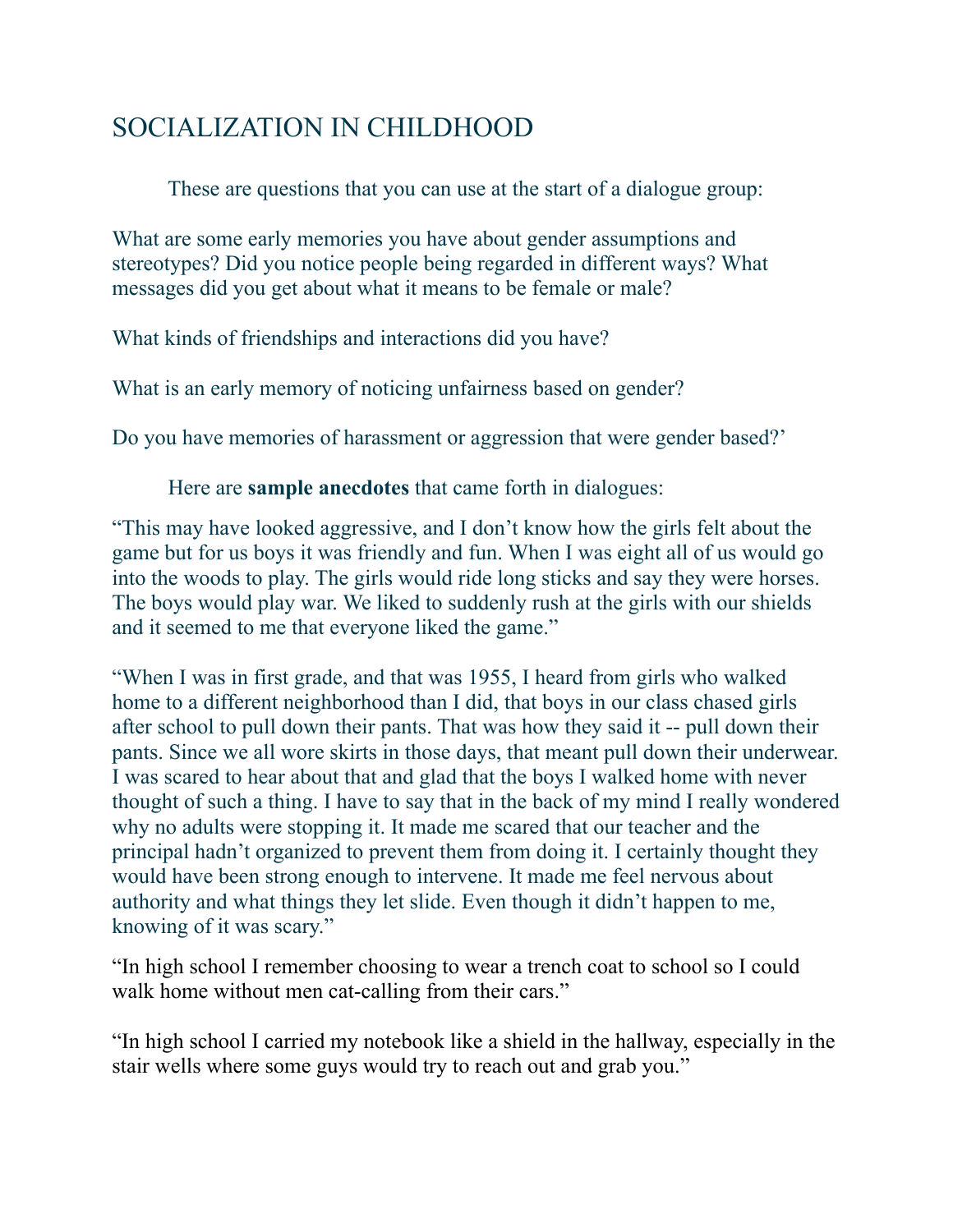# SOCIALIZATION IN CHILDHOOD

These are questions that you can use at the start of a dialogue group:

What are some early memories you have about gender assumptions and stereotypes? Did you notice people being regarded in different ways? What messages did you get about what it means to be female or male?

What kinds of friendships and interactions did you have?

What is an early memory of noticing unfairness based on gender?

Do you have memories of harassment or aggression that were gender based?'

Here are **sample anecdotes** that came forth in dialogues:

"This may have looked aggressive, and I don't know how the girls felt about the game but for us boys it was friendly and fun. When I was eight all of us would go into the woods to play. The girls would ride long sticks and say they were horses. The boys would play war. We liked to suddenly rush at the girls with our shields and it seemed to me that everyone liked the game."

"When I was in first grade, and that was 1955, I heard from girls who walked home to a different neighborhood than I did, that boys in our class chased girls after school to pull down their pants. That was how they said it -- pull down their pants. Since we all wore skirts in those days, that meant pull down their underwear. I was scared to hear about that and glad that the boys I walked home with never thought of such a thing. I have to say that in the back of my mind I really wondered why no adults were stopping it. It made me scared that our teacher and the principal hadn't organized to prevent them from doing it. I certainly thought they would have been strong enough to intervene. It made me feel nervous about authority and what things they let slide. Even though it didn't happen to me, knowing of it was scary."

"In high school I remember choosing to wear a trench coat to school so I could walk home without men cat-calling from their cars."

"In high school I carried my notebook like a shield in the hallway, especially in the stair wells where some guys would try to reach out and grab you."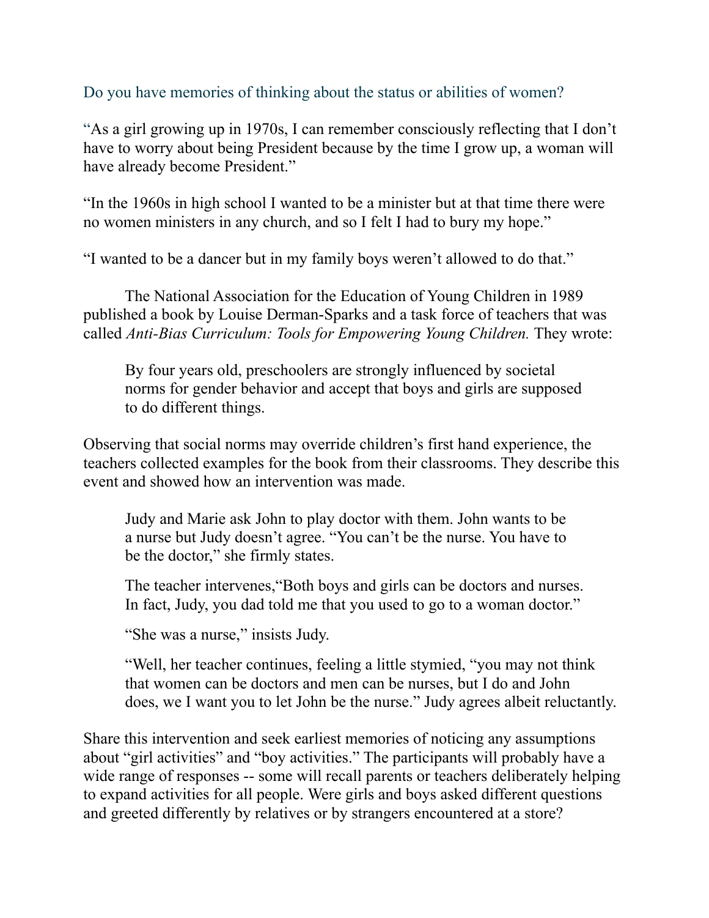Do you have memories of thinking about the status or abilities of women?

"As a girl growing up in 1970s, I can remember consciously reflecting that I don't have to worry about being President because by the time I grow up, a woman will have already become President."

"In the 1960s in high school I wanted to be a minister but at that time there were no women ministers in any church, and so I felt I had to bury my hope."

"I wanted to be a dancer but in my family boys weren't allowed to do that."

The National Association for the Education of Young Children in 1989 published a book by Louise Derman-Sparks and a task force of teachers that was called *Anti-Bias Curriculum: Tools for Empowering Young Children.* They wrote:

> By four years old, preschoolers are strongly influenced by societal norms for gender behavior and accept that boys and girls are supposed to do different things.

Observing that social norms may override children's first hand experience, the teachers collected examples for the book from their classrooms. They describe this event and showed how an intervention was made.

> Judy and Marie ask John to play doctor with them. John wants to be a nurse but Judy doesn't agree. "You can't be the nurse. You have to be the doctor," she firmly states.
>
> The teacher intervenes,"Both boys and girls can be doctors and nurses. In fact, Judy, you dad told me that you used to go to a woman doctor."
>
> "She was a nurse," insists Judy.
>
> "Well, her teacher continues, feeling a little stymied, "you may not think that women can be doctors and men can be nurses, but I do and John does, we I want you to let John be the nurse." Judy agrees albeit reluctantly.

Share this intervention and seek earliest memories of noticing any assumptions about "girl activities" and "boy activities." The participants will probably have a wide range of responses -- some will recall parents or teachers deliberately helping to expand activities for all people. Were girls and boys asked different questions and greeted differently by relatives or by strangers encountered at a store?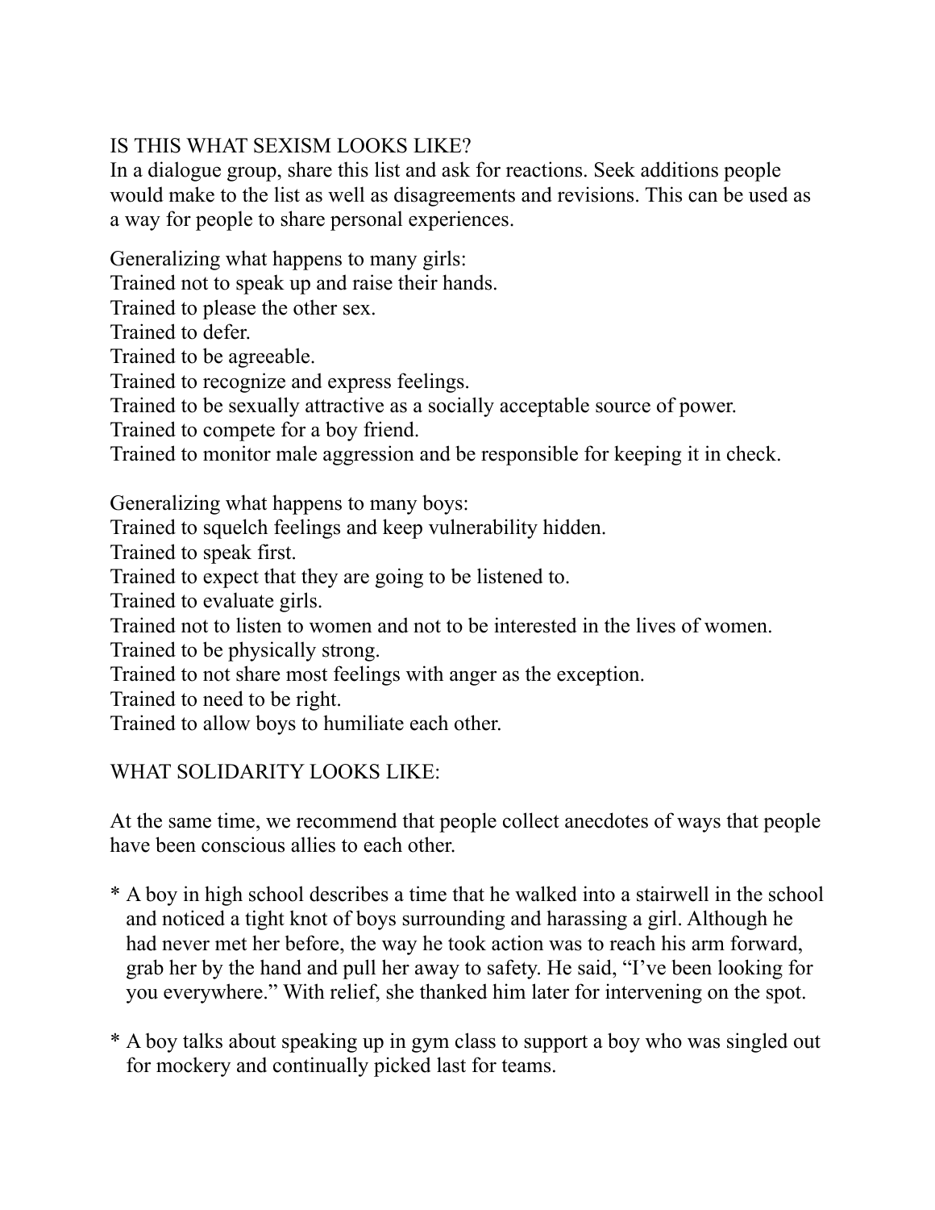## IS THIS WHAT SEXISM LOOKS LIKE?

In a dialogue group, share this list and ask for reactions. Seek additions people would make to the list as well as disagreements and revisions. This can be used as a way for people to share personal experiences.

Generalizing what happens to many girls:
Trained not to speak up and raise their hands.
Trained to please the other sex.
Trained to defer.
Trained to be agreeable.
Trained to recognize and express feelings.
Trained to be sexually attractive as a socially acceptable source of power.
Trained to compete for a boy friend.
Trained to monitor male aggression and be responsible for keeping it in check.

Generalizing what happens to many boys:
Trained to squelch feelings and keep vulnerability hidden.
Trained to speak first.
Trained to expect that they are going to be listened to.
Trained to evaluate girls.
Trained not to listen to women and not to be interested in the lives of women.
Trained to be physically strong.
Trained to not share most feelings with anger as the exception.
Trained to need to be right.
Trained to allow boys to humiliate each other.

## WHAT SOLIDARITY LOOKS LIKE:

At the same time, we recommend that people collect anecdotes of ways that people have been conscious allies to each other.

* A boy in high school describes a time that he walked into a stairwell in the school and noticed a tight knot of boys surrounding and harassing a girl. Although he had never met her before, the way he took action was to reach his arm forward, grab her by the hand and pull her away to safety. He said, "I've been looking for you everywhere." With relief, she thanked him later for intervening on the spot.

* A boy talks about speaking up in gym class to support a boy who was singled out for mockery and continually picked last for teams.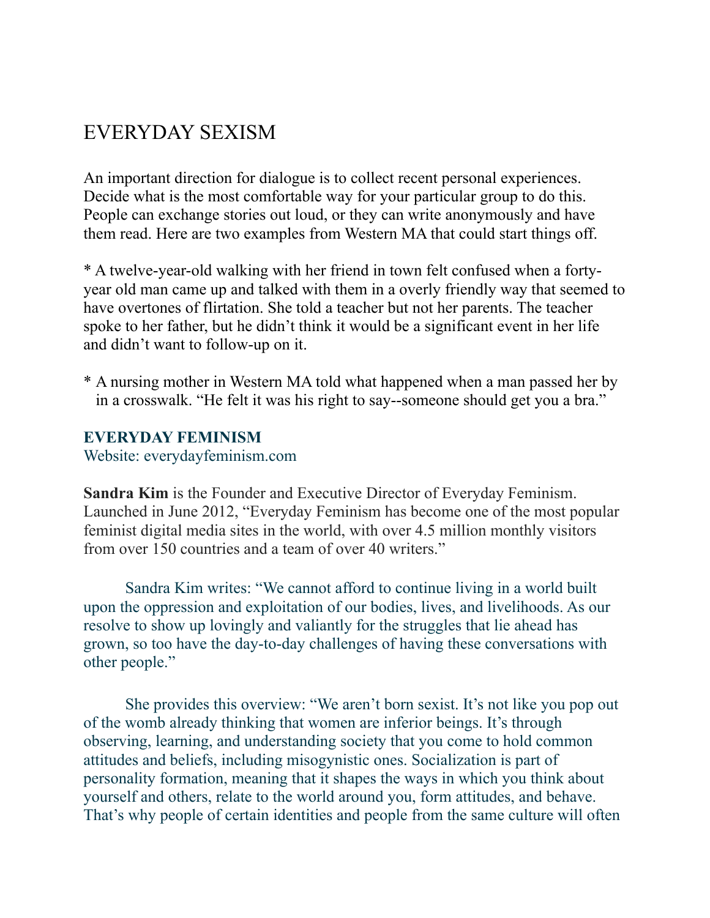# EVERYDAY SEXISM

An important direction for dialogue is to collect recent personal experiences. Decide what is the most comfortable way for your particular group to do this. People can exchange stories out loud, or they can write anonymously and have them read. Here are two examples from Western MA that could start things off.

* A twelve-year-old walking with her friend in town felt confused when a forty-year old man came up and talked with them in a overly friendly way that seemed to have overtones of flirtation. She told a teacher but not her parents. The teacher spoke to her father, but he didn't think it would be a significant event in her life and didn't want to follow-up on it.

* A nursing mother in Western MA told what happened when a man passed her by in a crosswalk. "He felt it was his right to say--someone should get you a bra."

**EVERYDAY FEMINISM**
Website: everydayfeminism.com

**Sandra Kim** is the Founder and Executive Director of Everyday Feminism. Launched in June 2012, "Everyday Feminism has become one of the most popular feminist digital media sites in the world, with over 4.5 million monthly visitors from over 150 countries and a team of over 40 writers."

Sandra Kim writes: "We cannot afford to continue living in a world built upon the oppression and exploitation of our bodies, lives, and livelihoods. As our resolve to show up lovingly and valiantly for the struggles that lie ahead has grown, so too have the day-to-day challenges of having these conversations with other people."

She provides this overview: "We aren't born sexist. It's not like you pop out of the womb already thinking that women are inferior beings. It's through observing, learning, and understanding society that you come to hold common attitudes and beliefs, including misogynistic ones. Socialization is part of personality formation, meaning that it shapes the ways in which you think about yourself and others, relate to the world around you, form attitudes, and behave. That's why people of certain identities and people from the same culture will often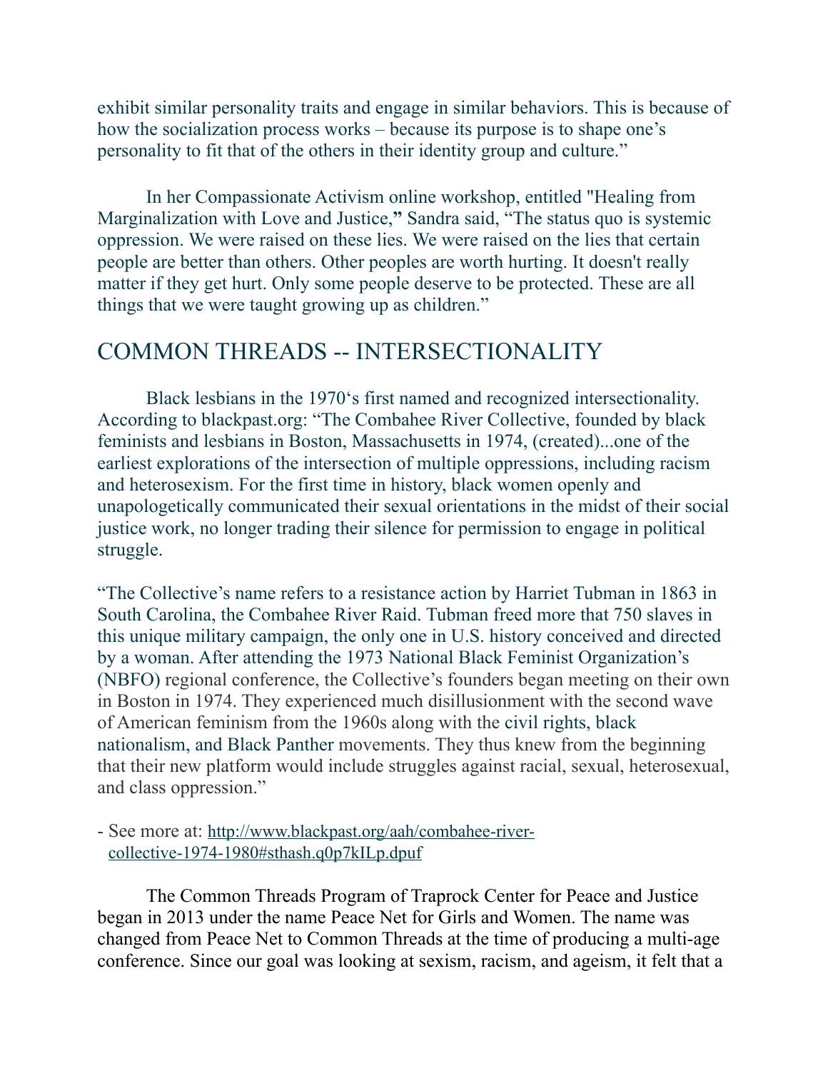exhibit similar personality traits and engage in similar behaviors. This is because of how the socialization process works – because its purpose is to shape one's personality to fit that of the others in their identity group and culture."

In her Compassionate Activism online workshop, entitled "Healing from Marginalization with Love and Justice,**"** Sandra said, "The status quo is systemic oppression. We were raised on these lies. We were raised on the lies that certain people are better than others. Other peoples are worth hurting. It doesn't really matter if they get hurt. Only some people deserve to be protected. These are all things that we were taught growing up as children."

## COMMON THREADS -- INTERSECTIONALITY

Black lesbians in the 1970's first named and recognized intersectionality. According to blackpast.org: "The Combahee River Collective, founded by black feminists and lesbians in Boston, Massachusetts in 1974, (created)...one of the earliest explorations of the intersection of multiple oppressions, including racism and heterosexism. For the first time in history, black women openly and unapologetically communicated their sexual orientations in the midst of their social justice work, no longer trading their silence for permission to engage in political struggle.

"The Collective's name refers to a resistance action by Harriet Tubman in 1863 in South Carolina, the Combahee River Raid. Tubman freed more that 750 slaves in this unique military campaign, the only one in U.S. history conceived and directed by a woman. After attending the 1973 National Black Feminist Organization's (NBFO) regional conference, the Collective's founders began meeting on their own in Boston in 1974. They experienced much disillusionment with the second wave of American feminism from the 1960s along with the civil rights, black nationalism, and Black Panther movements. They thus knew from the beginning that their new platform would include struggles against racial, sexual, heterosexual, and class oppression."

- See more at: http://www.blackpast.org/aah/combahee-river-collective-1974-1980#sthash.q0p7kILp.dpuf

The Common Threads Program of Traprock Center for Peace and Justice began in 2013 under the name Peace Net for Girls and Women. The name was changed from Peace Net to Common Threads at the time of producing a multi-age conference. Since our goal was looking at sexism, racism, and ageism, it felt that a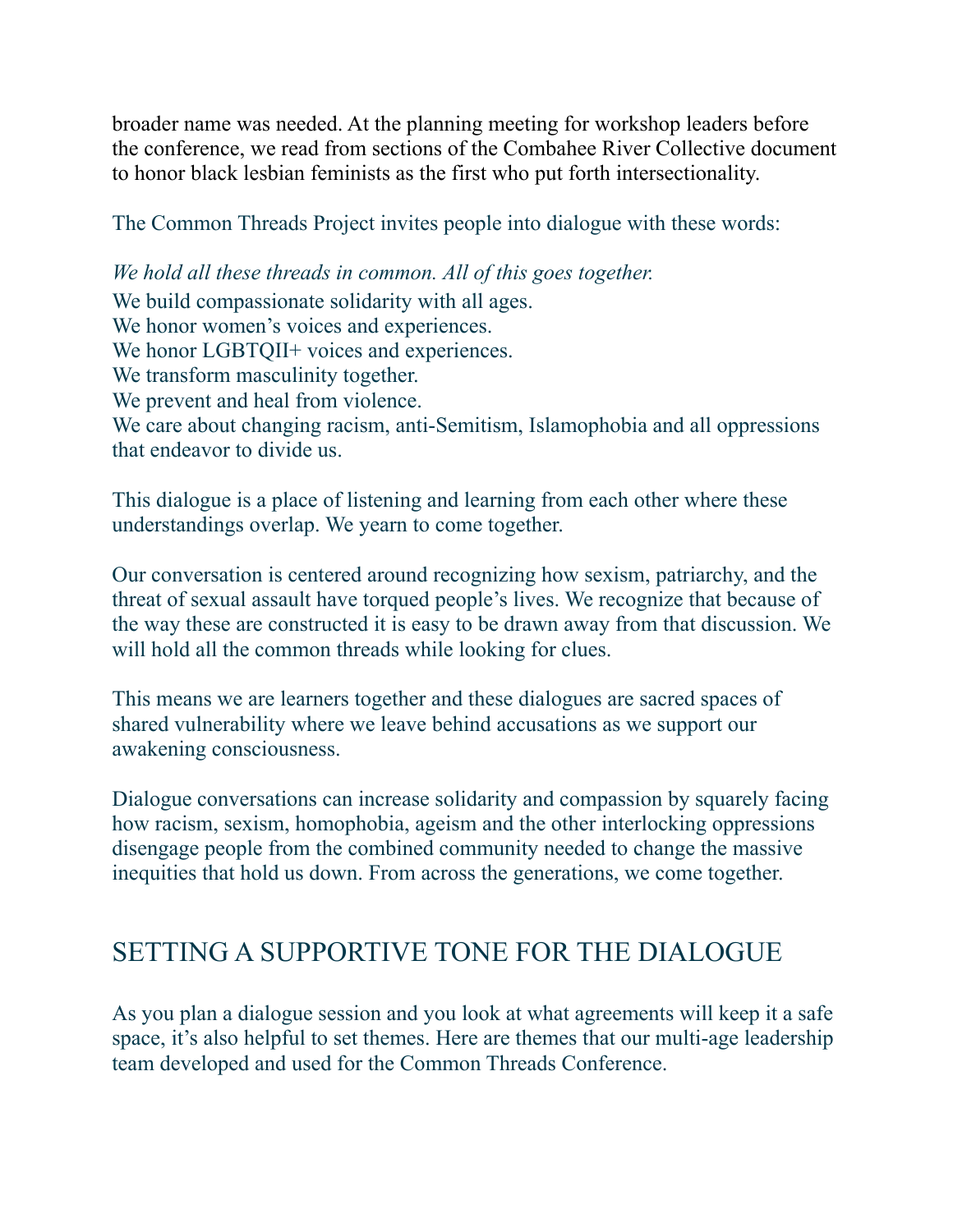broader name was needed. At the planning meeting for workshop leaders before the conference, we read from sections of the Combahee River Collective document to honor black lesbian feminists as the first who put forth intersectionality.

The Common Threads Project invites people into dialogue with these words:

*We hold all these threads in common. All of this goes together.*
We build compassionate solidarity with all ages.
We honor women's voices and experiences.
We honor LGBTQII+ voices and experiences.
We transform masculinity together.
We prevent and heal from violence.
We care about changing racism, anti-Semitism, Islamophobia and all oppressions that endeavor to divide us.

This dialogue is a place of listening and learning from each other where these understandings overlap. We yearn to come together.

Our conversation is centered around recognizing how sexism, patriarchy, and the threat of sexual assault have torqued people's lives. We recognize that because of the way these are constructed it is easy to be drawn away from that discussion. We will hold all the common threads while looking for clues.

This means we are learners together and these dialogues are sacred spaces of shared vulnerability where we leave behind accusations as we support our awakening consciousness.

Dialogue conversations can increase solidarity and compassion by squarely facing how racism, sexism, homophobia, ageism and the other interlocking oppressions disengage people from the combined community needed to change the massive inequities that hold us down. From across the generations, we come together.

## SETTING A SUPPORTIVE TONE FOR THE DIALOGUE

As you plan a dialogue session and you look at what agreements will keep it a safe space, it's also helpful to set themes. Here are themes that our multi-age leadership team developed and used for the Common Threads Conference.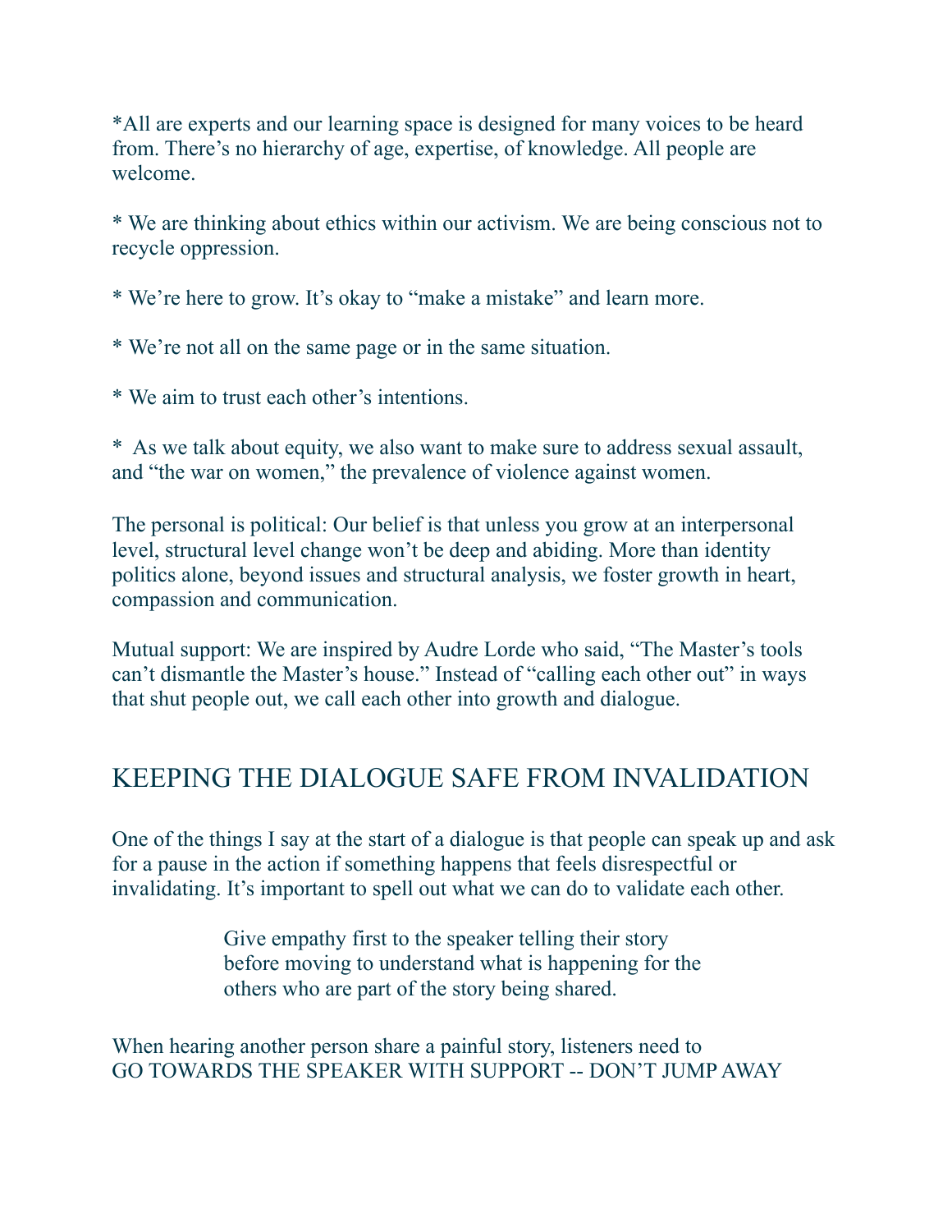*All are experts and our learning space is designed for many voices to be heard from. There's no hierarchy of age, expertise, of knowledge. All people are welcome.

* We are thinking about ethics within our activism. We are being conscious not to recycle oppression.

* We're here to grow. It's okay to "make a mistake" and learn more.

* We're not all on the same page or in the same situation.

* We aim to trust each other's intentions.

* As we talk about equity, we also want to make sure to address sexual assault, and "the war on women," the prevalence of violence against women.

The personal is political: Our belief is that unless you grow at an interpersonal level, structural level change won't be deep and abiding. More than identity politics alone, beyond issues and structural analysis, we foster growth in heart, compassion and communication.

Mutual support: We are inspired by Audre Lorde who said, "The Master's tools can't dismantle the Master's house." Instead of "calling each other out" in ways that shut people out, we call each other into growth and dialogue.

## KEEPING THE DIALOGUE SAFE FROM INVALIDATION

One of the things I say at the start of a dialogue is that people can speak up and ask for a pause in the action if something happens that feels disrespectful or invalidating. It's important to spell out what we can do to validate each other.

> Give empathy first to the speaker telling their story before moving to understand what is happening for the others who are part of the story being shared.

When hearing another person share a painful story, listeners need to GO TOWARDS THE SPEAKER WITH SUPPORT -- DON'T JUMP AWAY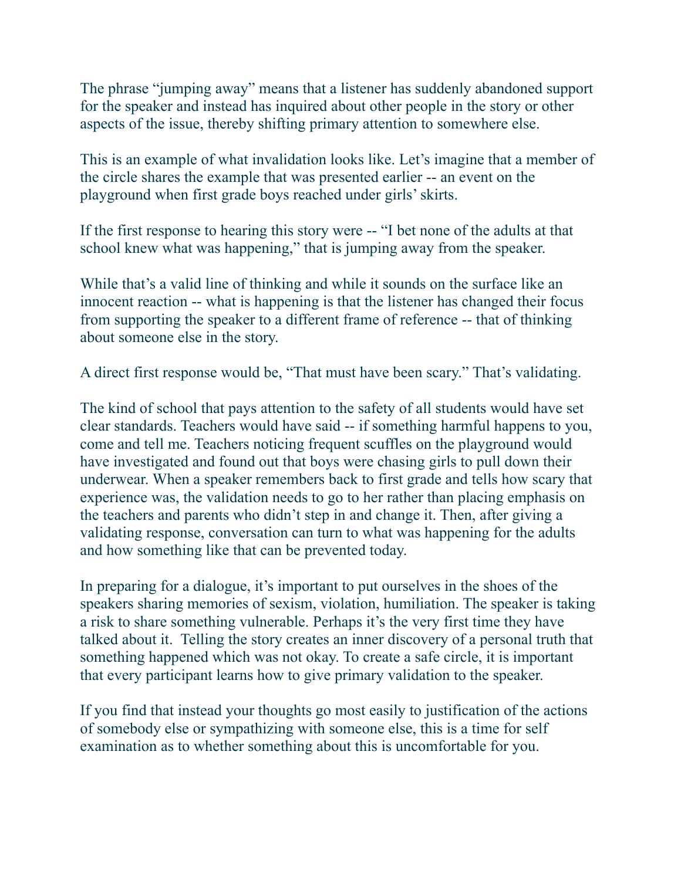The phrase "jumping away" means that a listener has suddenly abandoned support for the speaker and instead has inquired about other people in the story or other aspects of the issue, thereby shifting primary attention to somewhere else.

This is an example of what invalidation looks like. Let's imagine that a member of the circle shares the example that was presented earlier -- an event on the playground when first grade boys reached under girls' skirts.

If the first response to hearing this story were -- "I bet none of the adults at that school knew what was happening," that is jumping away from the speaker.

While that's a valid line of thinking and while it sounds on the surface like an innocent reaction -- what is happening is that the listener has changed their focus from supporting the speaker to a different frame of reference -- that of thinking about someone else in the story.

A direct first response would be, "That must have been scary." That's validating.

The kind of school that pays attention to the safety of all students would have set clear standards. Teachers would have said -- if something harmful happens to you, come and tell me. Teachers noticing frequent scuffles on the playground would have investigated and found out that boys were chasing girls to pull down their underwear. When a speaker remembers back to first grade and tells how scary that experience was, the validation needs to go to her rather than placing emphasis on the teachers and parents who didn't step in and change it. Then, after giving a validating response, conversation can turn to what was happening for the adults and how something like that can be prevented today.

In preparing for a dialogue, it's important to put ourselves in the shoes of the speakers sharing memories of sexism, violation, humiliation. The speaker is taking a risk to share something vulnerable. Perhaps it's the very first time they have talked about it. Telling the story creates an inner discovery of a personal truth that something happened which was not okay. To create a safe circle, it is important that every participant learns how to give primary validation to the speaker.

If you find that instead your thoughts go most easily to justification of the actions of somebody else or sympathizing with someone else, this is a time for self examination as to whether something about this is uncomfortable for you.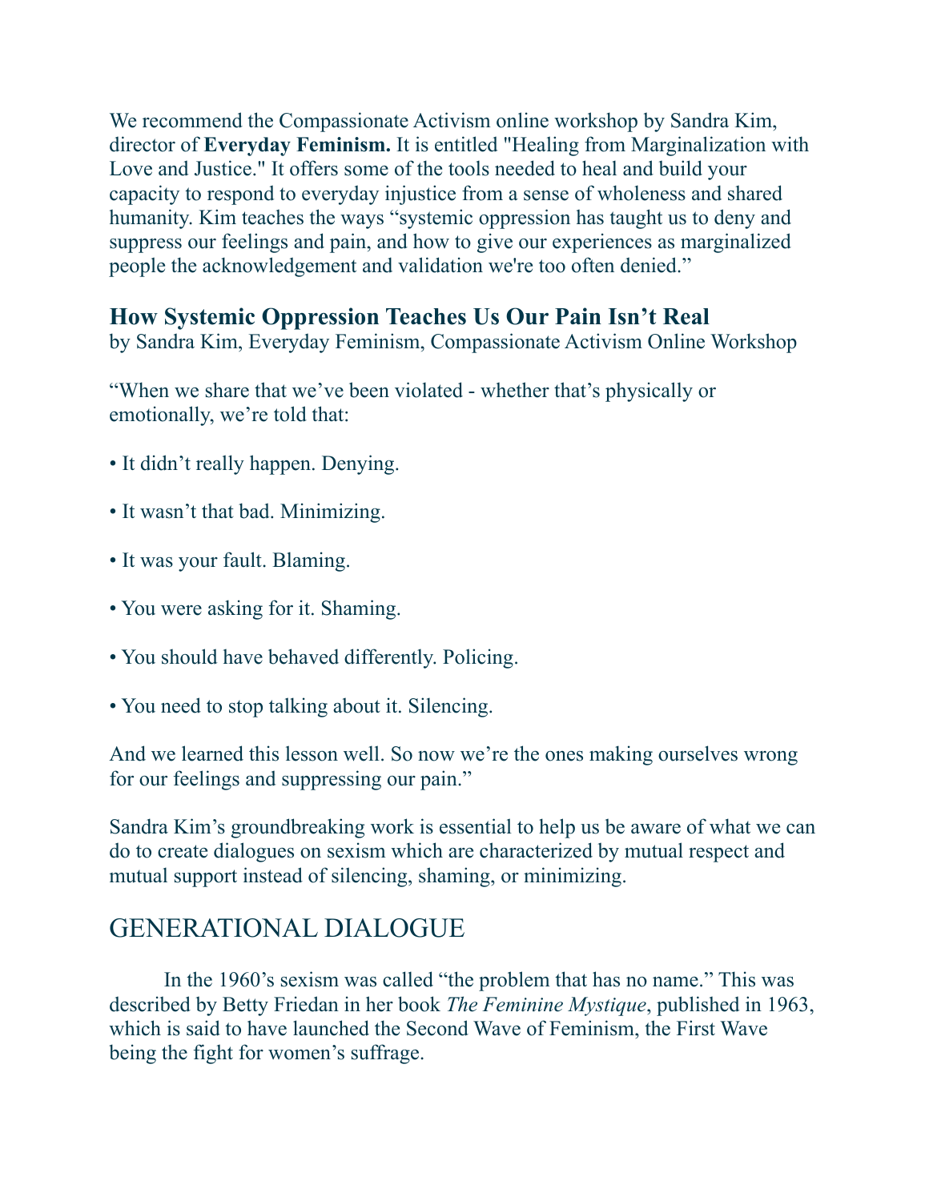We recommend the Compassionate Activism online workshop by Sandra Kim, director of **Everyday Feminism.** It is entitled "Healing from Marginalization with Love and Justice." It offers some of the tools needed to heal and build your capacity to respond to everyday injustice from a sense of wholeness and shared humanity. Kim teaches the ways "systemic oppression has taught us to deny and suppress our feelings and pain, and how to give our experiences as marginalized people the acknowledgement and validation we're too often denied."

### How Systemic Oppression Teaches Us Our Pain Isn't Real

by Sandra Kim, Everyday Feminism, Compassionate Activism Online Workshop

"When we share that we've been violated - whether that's physically or emotionally, we're told that:

- It didn't really happen. Denying.
- It wasn't that bad. Minimizing.
- It was your fault. Blaming.
- You were asking for it. Shaming.
- You should have behaved differently. Policing.
- You need to stop talking about it. Silencing.

And we learned this lesson well. So now we're the ones making ourselves wrong for our feelings and suppressing our pain."

Sandra Kim's groundbreaking work is essential to help us be aware of what we can do to create dialogues on sexism which are characterized by mutual respect and mutual support instead of silencing, shaming, or minimizing.

## GENERATIONAL DIALOGUE

In the 1960's sexism was called "the problem that has no name." This was described by Betty Friedan in her book *The Feminine Mystique*, published in 1963, which is said to have launched the Second Wave of Feminism, the First Wave being the fight for women's suffrage.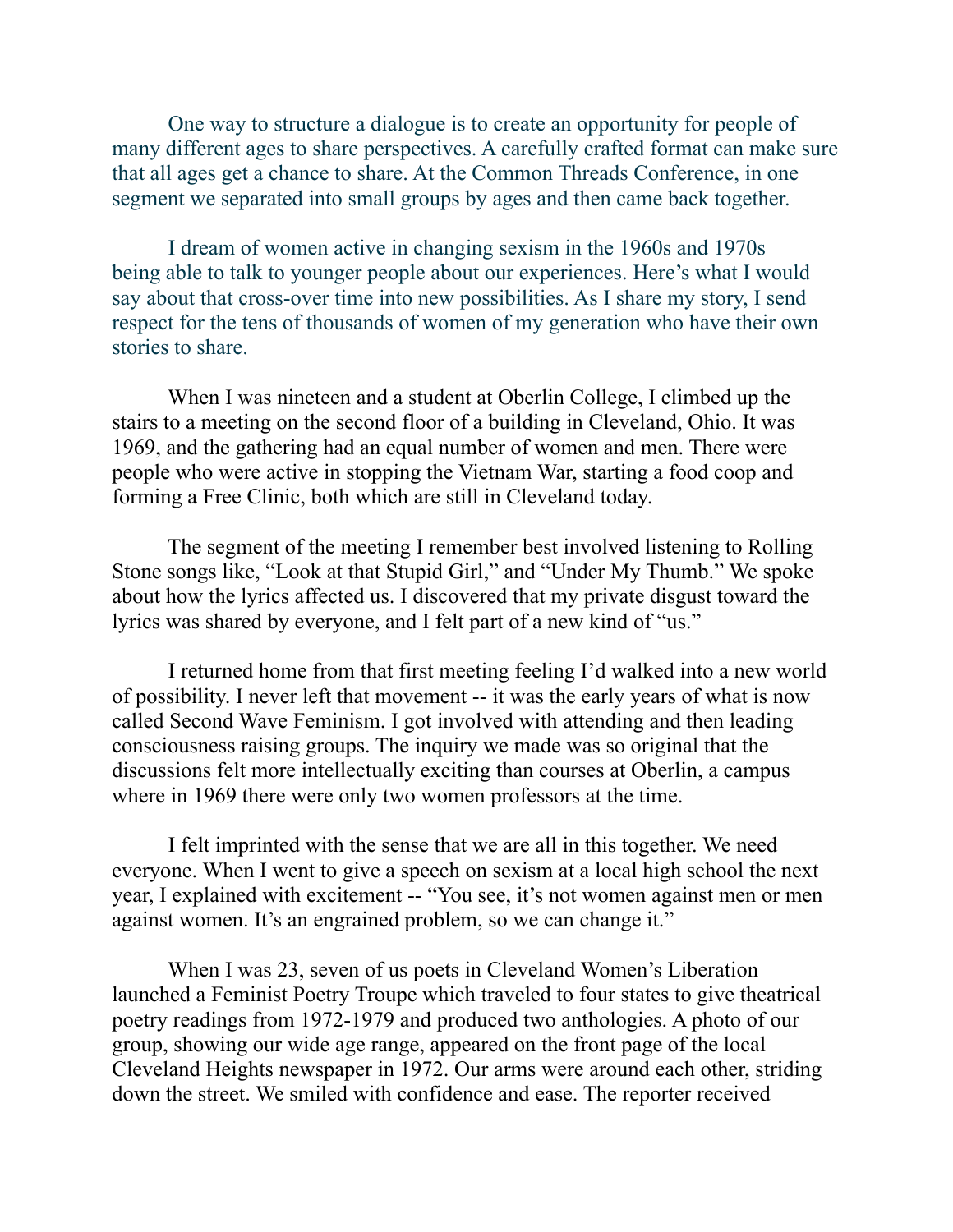One way to structure a dialogue is to create an opportunity for people of many different ages to share perspectives. A carefully crafted format can make sure that all ages get a chance to share. At the Common Threads Conference, in one segment we separated into small groups by ages and then came back together.

I dream of women active in changing sexism in the 1960s and 1970s being able to talk to younger people about our experiences. Here's what I would say about that cross-over time into new possibilities. As I share my story, I send respect for the tens of thousands of women of my generation who have their own stories to share.

When I was nineteen and a student at Oberlin College, I climbed up the stairs to a meeting on the second floor of a building in Cleveland, Ohio. It was 1969, and the gathering had an equal number of women and men. There were people who were active in stopping the Vietnam War, starting a food coop and forming a Free Clinic, both which are still in Cleveland today.

The segment of the meeting I remember best involved listening to Rolling Stone songs like, "Look at that Stupid Girl," and "Under My Thumb." We spoke about how the lyrics affected us. I discovered that my private disgust toward the lyrics was shared by everyone, and I felt part of a new kind of "us."

I returned home from that first meeting feeling I'd walked into a new world of possibility. I never left that movement -- it was the early years of what is now called Second Wave Feminism. I got involved with attending and then leading consciousness raising groups. The inquiry we made was so original that the discussions felt more intellectually exciting than courses at Oberlin, a campus where in 1969 there were only two women professors at the time.

I felt imprinted with the sense that we are all in this together. We need everyone. When I went to give a speech on sexism at a local high school the next year, I explained with excitement -- "You see, it's not women against men or men against women. It's an engrained problem, so we can change it."

When I was 23, seven of us poets in Cleveland Women's Liberation launched a Feminist Poetry Troupe which traveled to four states to give theatrical poetry readings from 1972-1979 and produced two anthologies. A photo of our group, showing our wide age range, appeared on the front page of the local Cleveland Heights newspaper in 1972. Our arms were around each other, striding down the street. We smiled with confidence and ease. The reporter received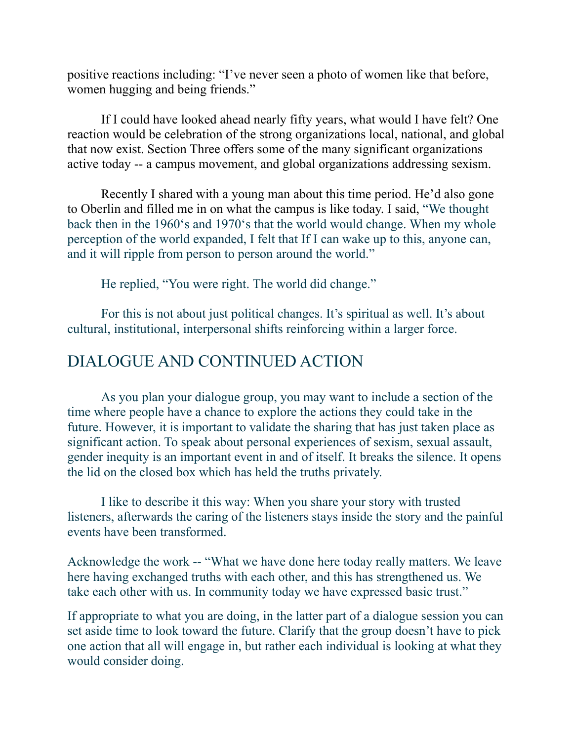positive reactions including: "I've never seen a photo of women like that before, women hugging and being friends."

If I could have looked ahead nearly fifty years, what would I have felt? One reaction would be celebration of the strong organizations local, national, and global that now exist. Section Three offers some of the many significant organizations active today -- a campus movement, and global organizations addressing sexism.

Recently I shared with a young man about this time period. He'd also gone to Oberlin and filled me in on what the campus is like today. I said, "We thought back then in the 1960's and 1970's that the world would change. When my whole perception of the world expanded, I felt that If I can wake up to this, anyone can, and it will ripple from person to person around the world."

He replied, "You were right. The world did change."

For this is not about just political changes. It's spiritual as well. It's about cultural, institutional, interpersonal shifts reinforcing within a larger force.

## DIALOGUE AND CONTINUED ACTION

As you plan your dialogue group, you may want to include a section of the time where people have a chance to explore the actions they could take in the future. However, it is important to validate the sharing that has just taken place as significant action. To speak about personal experiences of sexism, sexual assault, gender inequity is an important event in and of itself. It breaks the silence. It opens the lid on the closed box which has held the truths privately.

I like to describe it this way: When you share your story with trusted listeners, afterwards the caring of the listeners stays inside the story and the painful events have been transformed.

Acknowledge the work -- "What we have done here today really matters. We leave here having exchanged truths with each other, and this has strengthened us. We take each other with us. In community today we have expressed basic trust."

If appropriate to what you are doing, in the latter part of a dialogue session you can set aside time to look toward the future. Clarify that the group doesn't have to pick one action that all will engage in, but rather each individual is looking at what they would consider doing.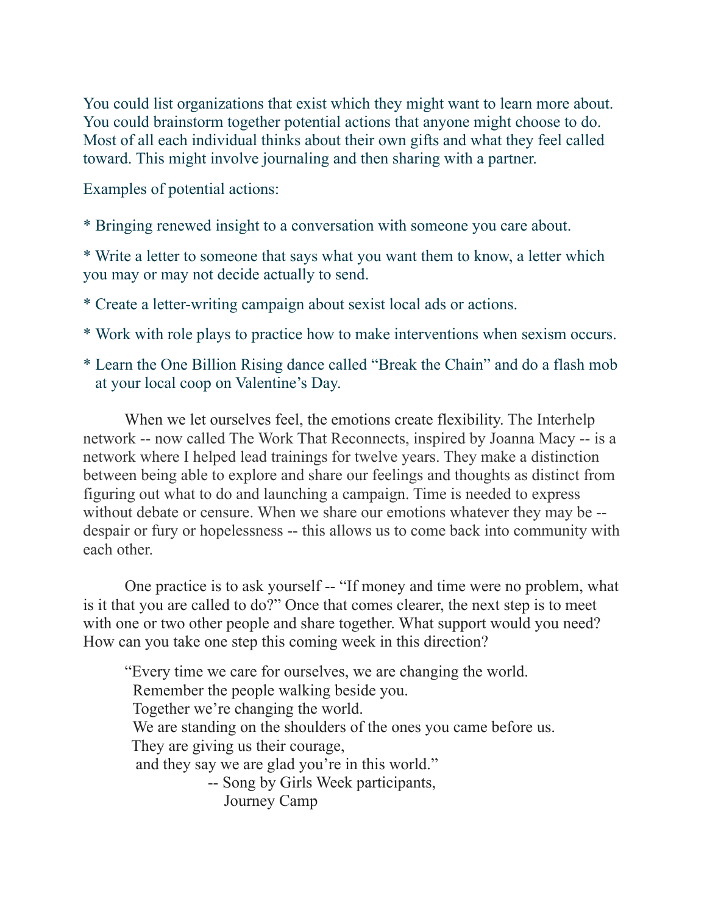You could list organizations that exist which they might want to learn more about. You could brainstorm together potential actions that anyone might choose to do. Most of all each individual thinks about their own gifts and what they feel called toward. This might involve journaling and then sharing with a partner.

Examples of potential actions:

* Bringing renewed insight to a conversation with someone you care about.

* Write a letter to someone that says what you want them to know, a letter which you may or may not decide actually to send.

* Create a letter-writing campaign about sexist local ads or actions.

* Work with role plays to practice how to make interventions when sexism occurs.

* Learn the One Billion Rising dance called "Break the Chain" and do a flash mob at your local coop on Valentine's Day.

When we let ourselves feel, the emotions create flexibility. The Interhelp network -- now called The Work That Reconnects, inspired by Joanna Macy -- is a network where I helped lead trainings for twelve years. They make a distinction between being able to explore and share our feelings and thoughts as distinct from figuring out what to do and launching a campaign. Time is needed to express without debate or censure. When we share our emotions whatever they may be -- despair or fury or hopelessness -- this allows us to come back into community with each other.

One practice is to ask yourself -- "If money and time were no problem, what is it that you are called to do?" Once that comes clearer, the next step is to meet with one or two other people and share together. What support would you need? How can you take one step this coming week in this direction?

> "Every time we care for ourselves, we are changing the world.
> Remember the people walking beside you.
> Together we're changing the world.
> We are standing on the shoulders of the ones you came before us.
> They are giving us their courage,
> and they say we are glad you're in this world."
>
> -- Song by Girls Week participants,
> Journey Camp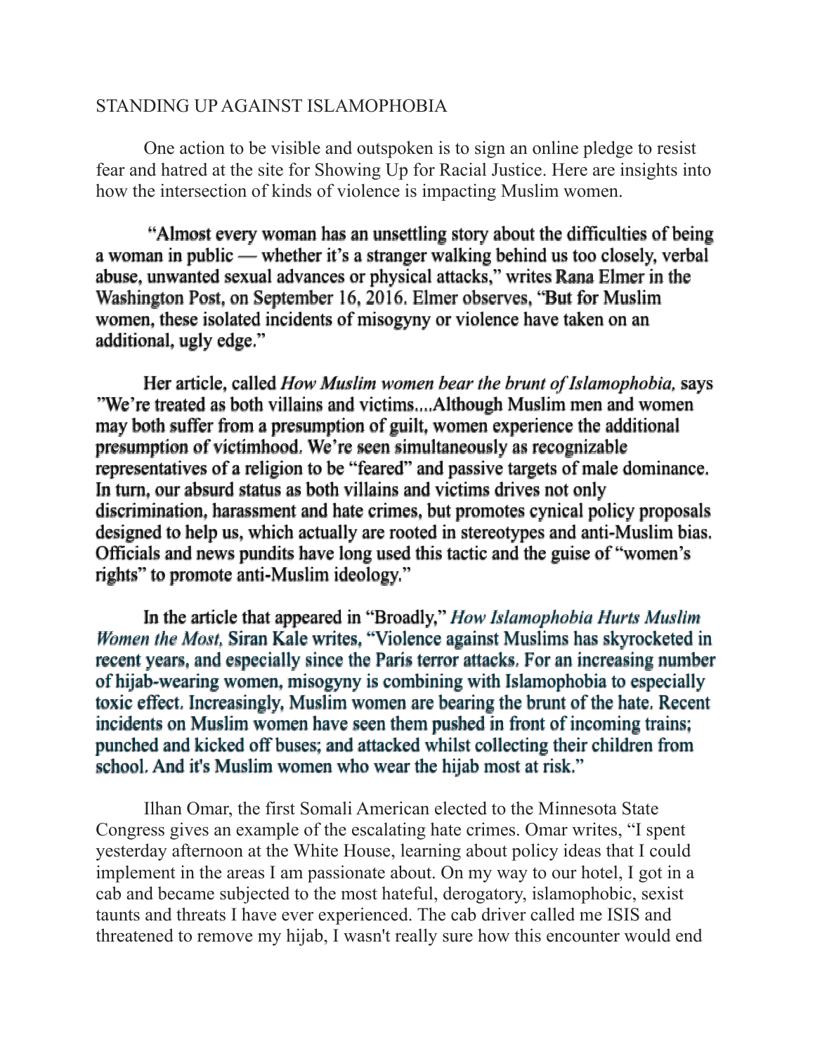# STANDING UP AGAINST ISLAMOPHOBIA

One action to be visible and outspoken is to sign an online pledge to resist fear and hatred at the site for Showing Up for Racial Justice. Here are insights into how the intersection of kinds of violence is impacting Muslim women.

"Almost every woman has an unsettling story about the difficulties of being a woman in public — whether it's a stranger walking behind us too closely, verbal abuse, unwanted sexual advances or physical attacks," writes Rana Elmer in the Washington Post, on September 16, 2016. Elmer observes, "But for Muslim women, these isolated incidents of misogyny or violence have taken on an additional, ugly edge."

Her article, called *How Muslim women bear the brunt of Islamophobia,* says "We're treated as both villains and victims....Although Muslim men and women may both suffer from a presumption of guilt, women experience the additional presumption of victimhood. We're seen simultaneously as recognizable representatives of a religion to be "feared" and passive targets of male dominance. In turn, our absurd status as both villains and victims drives not only discrimination, harassment and hate crimes, but promotes cynical policy proposals designed to help us, which actually are rooted in stereotypes and anti-Muslim bias. Officials and news pundits have long used this tactic and the guise of "women's rights" to promote anti-Muslim ideology."

In the article that appeared in "Broadly," *How Islamophobia Hurts Muslim Women the Most,* Siran Kale writes, "Violence against Muslims has skyrocketed in recent years, and especially since the Paris terror attacks. For an increasing number of hijab-wearing women, misogyny is combining with Islamophobia to especially toxic effect. Increasingly, Muslim women are bearing the brunt of the hate. Recent incidents on Muslim women have seen them pushed in front of incoming trains; punched and kicked off buses; and attacked whilst collecting their children from school. And it's Muslim women who wear the hijab most at risk."

Ilhan Omar, the first Somali American elected to the Minnesota State Congress gives an example of the escalating hate crimes. Omar writes, "I spent yesterday afternoon at the White House, learning about policy ideas that I could implement in the areas I am passionate about. On my way to our hotel, I got in a cab and became subjected to the most hateful, derogatory, islamophobic, sexist taunts and threats I have ever experienced. The cab driver called me ISIS and threatened to remove my hijab, I wasn't really sure how this encounter would end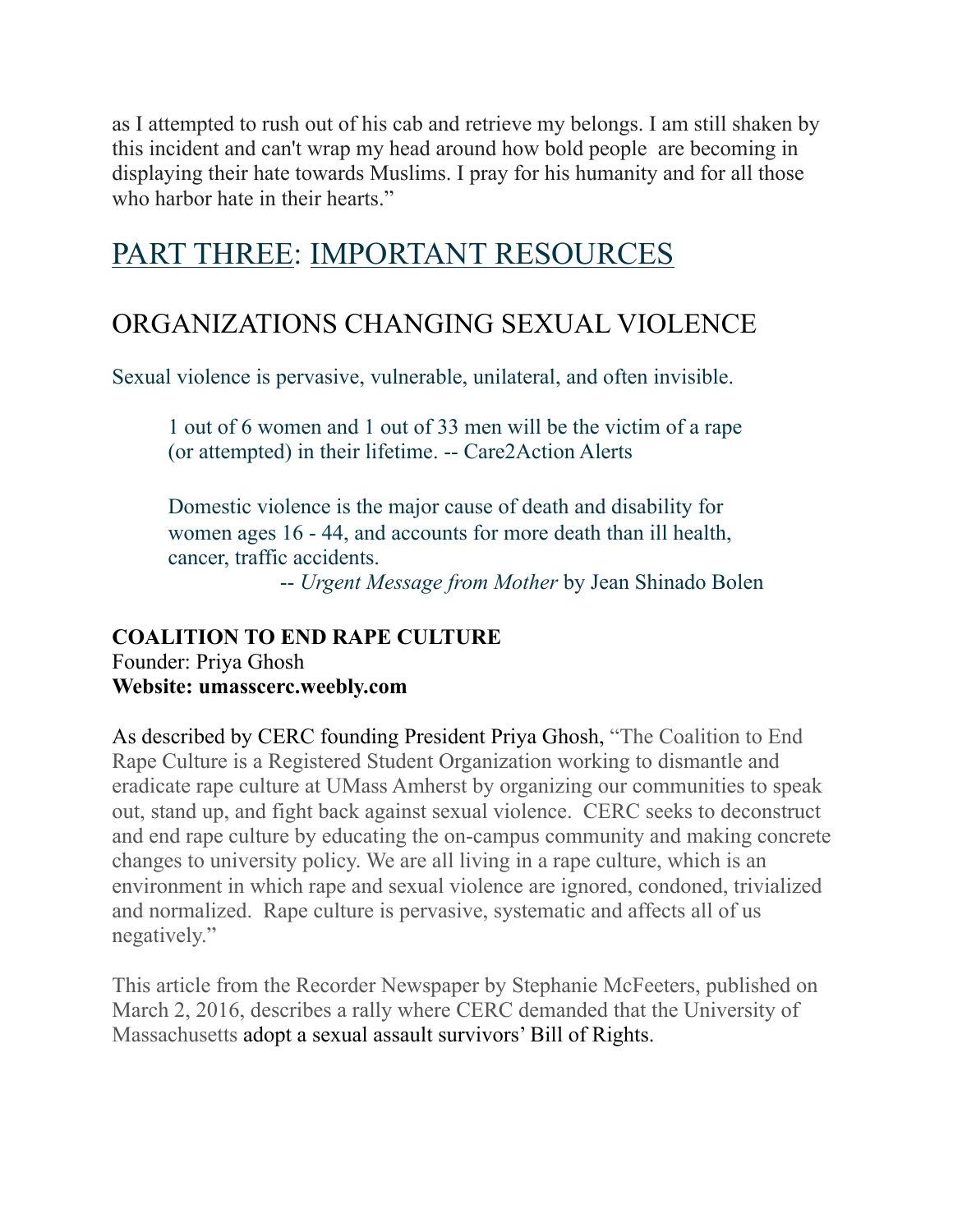as I attempted to rush out of his cab and retrieve my belongings. I am still shaken by this incident and can't wrap my head around how bold people are becoming in displaying their hate towards Muslims. I pray for his humanity and for all those who harbor hate in their hearts."

# PART THREE: IMPORTANT RESOURCES

## ORGANIZATIONS CHANGING SEXUAL VIOLENCE

Sexual violence is pervasive, vulnerable, unilateral, and often invisible.

> 1 out of 6 women and 1 out of 33 men will be the victim of a rape (or attempted) in their lifetime. -- Care2Action Alerts

> Domestic violence is the major cause of death and disability for women ages 16 - 44, and accounts for more death than ill health, cancer, traffic accidents.
> -- *Urgent Message from Mother* by Jean Shinado Bolen

**COALITION TO END RAPE CULTURE**
Founder: Priya Ghosh
**Website: umasscerc.weebly.com**

As described by CERC founding President Priya Ghosh, "The Coalition to End Rape Culture is a Registered Student Organization working to dismantle and eradicate rape culture at UMass Amherst by organizing our communities to speak out, stand up, and fight back against sexual violence. CERC seeks to deconstruct and end rape culture by educating the on-campus community and making concrete changes to university policy. We are all living in a rape culture, which is an environment in which rape and sexual violence are ignored, condoned, trivialized and normalized. Rape culture is pervasive, systematic and affects all of us negatively."

This article from the Recorder Newspaper by Stephanie McFeeters, published on March 2, 2016, describes a rally where CERC demanded that the University of Massachusetts adopt a sexual assault survivors' Bill of Rights.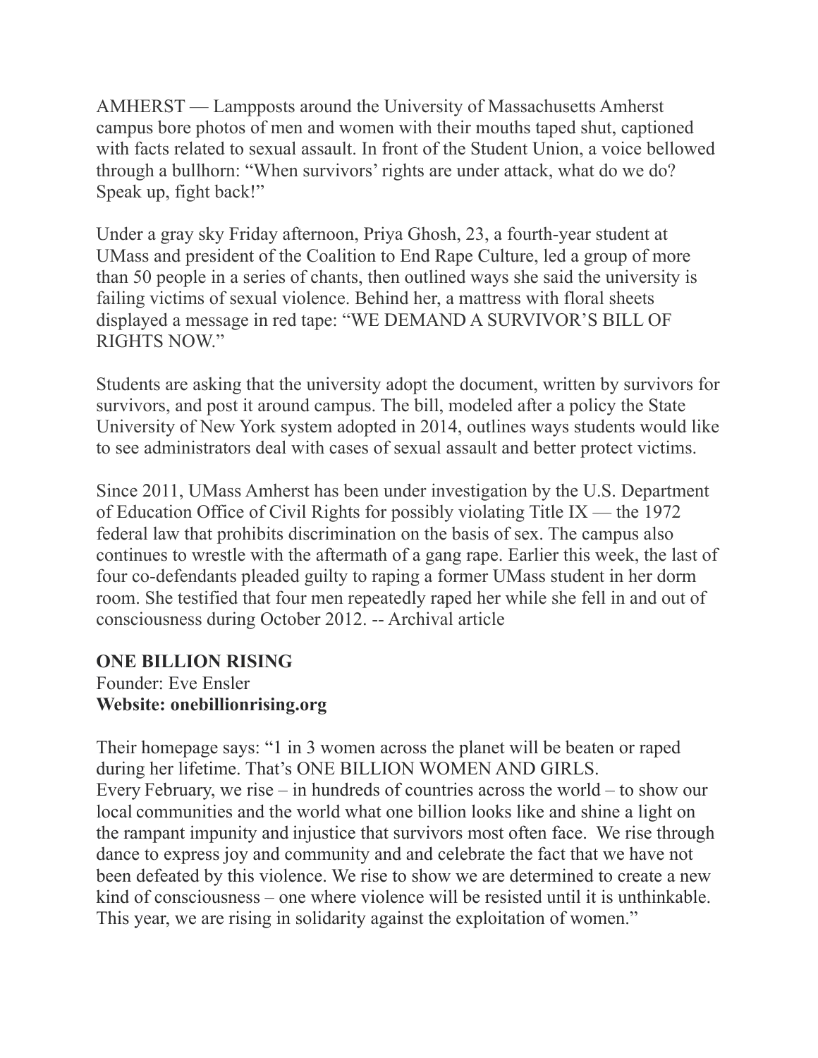AMHERST — Lampposts around the University of Massachusetts Amherst campus bore photos of men and women with their mouths taped shut, captioned with facts related to sexual assault. In front of the Student Union, a voice bellowed through a bullhorn: "When survivors' rights are under attack, what do we do? Speak up, fight back!"

Under a gray sky Friday afternoon, Priya Ghosh, 23, a fourth-year student at UMass and president of the Coalition to End Rape Culture, led a group of more than 50 people in a series of chants, then outlined ways she said the university is failing victims of sexual violence. Behind her, a mattress with floral sheets displayed a message in red tape: "WE DEMAND A SURVIVOR'S BILL OF RIGHTS NOW."

Students are asking that the university adopt the document, written by survivors for survivors, and post it around campus. The bill, modeled after a policy the State University of New York system adopted in 2014, outlines ways students would like to see administrators deal with cases of sexual assault and better protect victims.

Since 2011, UMass Amherst has been under investigation by the U.S. Department of Education Office of Civil Rights for possibly violating Title IX — the 1972 federal law that prohibits discrimination on the basis of sex. The campus also continues to wrestle with the aftermath of a gang rape. Earlier this week, the last of four co-defendants pleaded guilty to raping a former UMass student in her dorm room. She testified that four men repeatedly raped her while she fell in and out of consciousness during October 2012. -- Archival article

**ONE BILLION RISING**
Founder: Eve Ensler
**Website: onebillionrising.org**

Their homepage says: "1 in 3 women across the planet will be beaten or raped during her lifetime. That's ONE BILLION WOMEN AND GIRLS.
Every February, we rise – in hundreds of countries across the world – to show our local communities and the world what one billion looks like and shine a light on the rampant impunity and injustice that survivors most often face. We rise through dance to express joy and community and and celebrate the fact that we have not been defeated by this violence. We rise to show we are determined to create a new kind of consciousness – one where violence will be resisted until it is unthinkable. This year, we are rising in solidarity against the exploitation of women."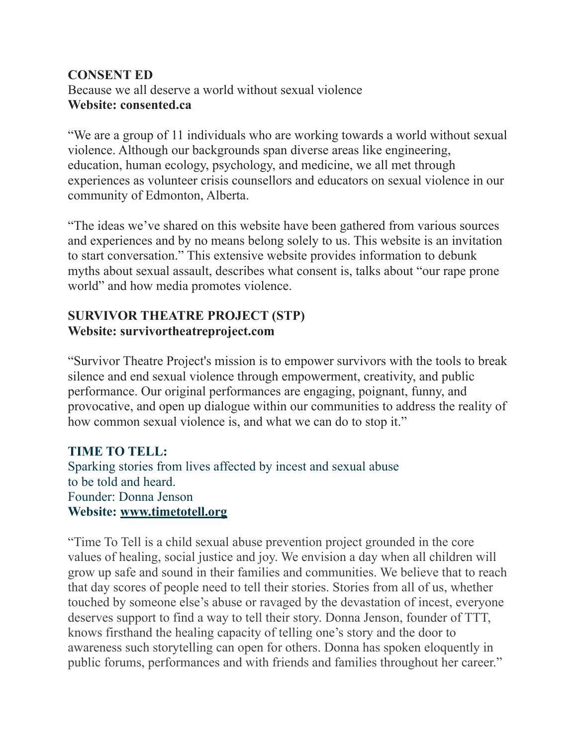**CONSENT ED**
Because we all deserve a world without sexual violence
**Website: consented.ca**

"We are a group of 11 individuals who are working towards a world without sexual violence. Although our backgrounds span diverse areas like engineering, education, human ecology, psychology, and medicine, we all met through experiences as volunteer crisis counsellors and educators on sexual violence in our community of Edmonton, Alberta.

"The ideas we've shared on this website have been gathered from various sources and experiences and by no means belong solely to us. This website is an invitation to start conversation." This extensive website provides information to debunk myths about sexual assault, describes what consent is, talks about "our rape prone world" and how media promotes violence.

**SURVIVOR THEATRE PROJECT (STP)**
**Website: survivortheatreproject.com**

"Survivor Theatre Project's mission is to empower survivors with the tools to break silence and end sexual violence through empowerment, creativity, and public performance. Our original performances are engaging, poignant, funny, and provocative, and open up dialogue within our communities to address the reality of how common sexual violence is, and what we can do to stop it."

**TIME TO TELL:**
Sparking stories from lives affected by incest and sexual abuse to be told and heard.
Founder: Donna Jenson
**Website: www.timetotell.org**

"Time To Tell is a child sexual abuse prevention project grounded in the core values of healing, social justice and joy. We envision a day when all children will grow up safe and sound in their families and communities. We believe that to reach that day scores of people need to tell their stories. Stories from all of us, whether touched by someone else's abuse or ravaged by the devastation of incest, everyone deserves support to find a way to tell their story. Donna Jenson, founder of TTT, knows firsthand the healing capacity of telling one's story and the door to awareness such storytelling can open for others. Donna has spoken eloquently in public forums, performances and with friends and families throughout her career."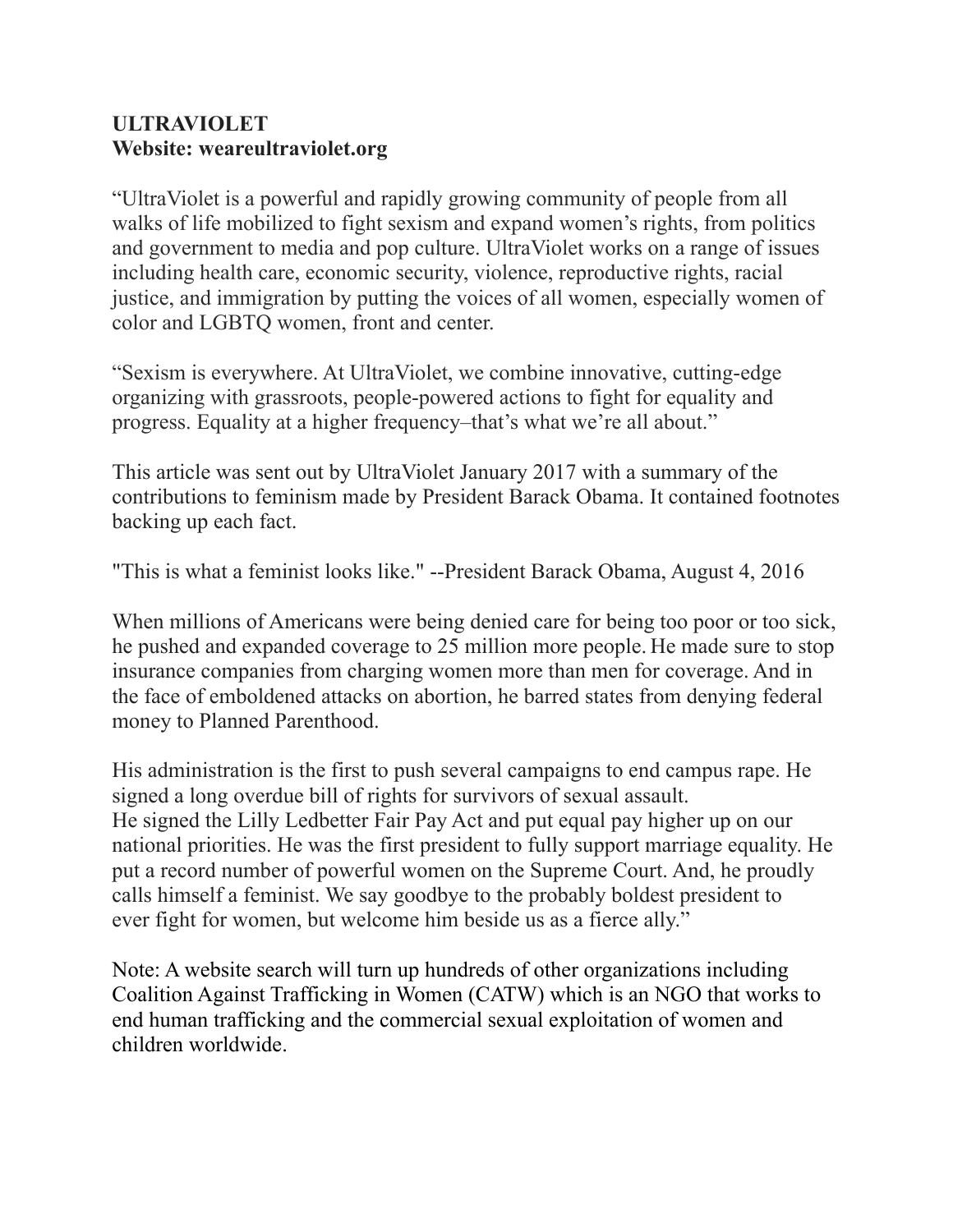**ULTRAVIOLET**
**Website: weareultraviolet.org**

“UltraViolet is a powerful and rapidly growing community of people from all walks of life mobilized to fight sexism and expand women’s rights, from politics and government to media and pop culture. UltraViolet works on a range of issues including health care, economic security, violence, reproductive rights, racial justice, and immigration by putting the voices of all women, especially women of color and LGBTQ women, front and center.

“Sexism is everywhere. At UltraViolet, we combine innovative, cutting-edge organizing with grassroots, people-powered actions to fight for equality and progress. Equality at a higher frequency–that’s what we’re all about.”

This article was sent out by UltraViolet January 2017 with a summary of the contributions to feminism made by President Barack Obama. It contained footnotes backing up each fact.

"This is what a feminist looks like." --President Barack Obama, August 4, 2016

When millions of Americans were being denied care for being too poor or too sick, he pushed and expanded coverage to 25 million more people. He made sure to stop insurance companies from charging women more than men for coverage. And in the face of emboldened attacks on abortion, he barred states from denying federal money to Planned Parenthood.

His administration is the first to push several campaigns to end campus rape. He signed a long overdue bill of rights for survivors of sexual assault.
He signed the Lilly Ledbetter Fair Pay Act and put equal pay higher up on our national priorities. He was the first president to fully support marriage equality. He put a record number of powerful women on the Supreme Court. And, he proudly calls himself a feminist. We say goodbye to the probably boldest president to ever fight for women, but welcome him beside us as a fierce ally.”

Note: A website search will turn up hundreds of other organizations including Coalition Against Trafficking in Women (CATW) which is an NGO that works to end human trafficking and the commercial sexual exploitation of women and children worldwide.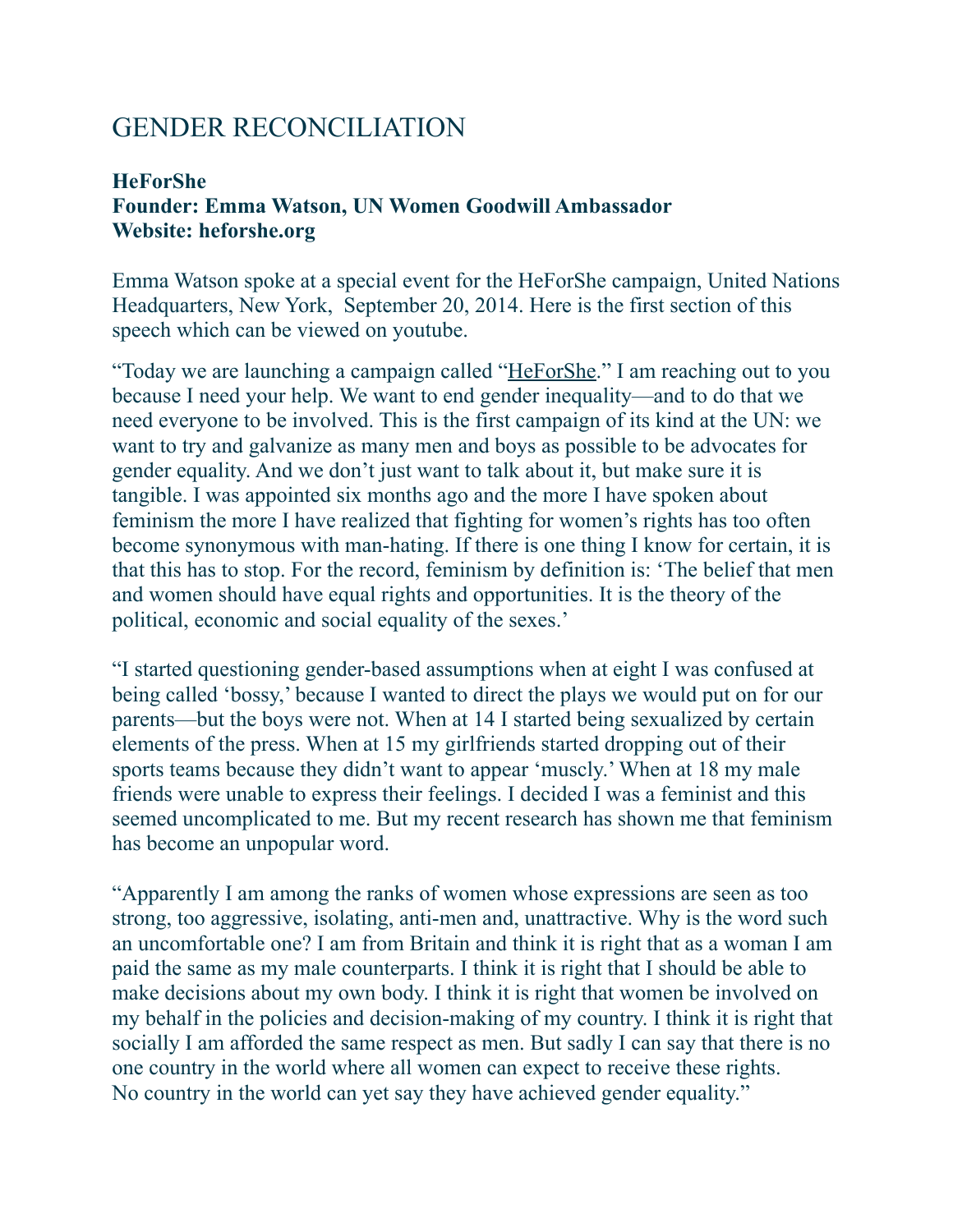# GENDER RECONCILIATION

**HeForShe**
**Founder: Emma Watson, UN Women Goodwill Ambassador**
**Website: heforshe.org**

Emma Watson spoke at a special event for the HeForShe campaign, United Nations Headquarters, New York, September 20, 2014. Here is the first section of this speech which can be viewed on youtube.

"Today we are launching a campaign called "HeForShe." I am reaching out to you because I need your help. We want to end gender inequality—and to do that we need everyone to be involved. This is the first campaign of its kind at the UN: we want to try and galvanize as many men and boys as possible to be advocates for gender equality. And we don't just want to talk about it, but make sure it is tangible. I was appointed six months ago and the more I have spoken about feminism the more I have realized that fighting for women's rights has too often become synonymous with man-hating. If there is one thing I know for certain, it is that this has to stop. For the record, feminism by definition is: 'The belief that men and women should have equal rights and opportunities. It is the theory of the political, economic and social equality of the sexes.'

"I started questioning gender-based assumptions when at eight I was confused at being called 'bossy,' because I wanted to direct the plays we would put on for our parents—but the boys were not. When at 14 I started being sexualized by certain elements of the press. When at 15 my girlfriends started dropping out of their sports teams because they didn't want to appear 'muscly.' When at 18 my male friends were unable to express their feelings. I decided I was a feminist and this seemed uncomplicated to me. But my recent research has shown me that feminism has become an unpopular word.

"Apparently I am among the ranks of women whose expressions are seen as too strong, too aggressive, isolating, anti-men and, unattractive. Why is the word such an uncomfortable one? I am from Britain and think it is right that as a woman I am paid the same as my male counterparts. I think it is right that I should be able to make decisions about my own body. I think it is right that women be involved on my behalf in the policies and decision-making of my country. I think it is right that socially I am afforded the same respect as men. But sadly I can say that there is no one country in the world where all women can expect to receive these rights. No country in the world can yet say they have achieved gender equality."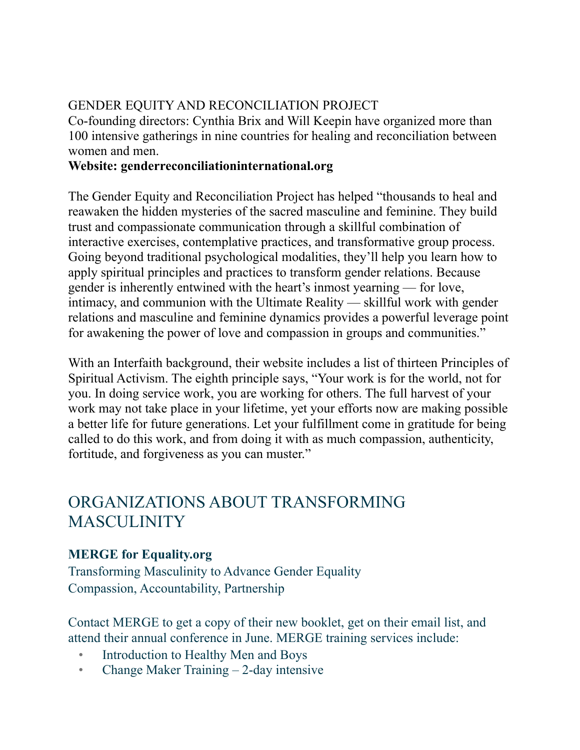GENDER EQUITY AND RECONCILIATION PROJECT

Co-founding directors: Cynthia Brix and Will Keepin have organized more than 100 intensive gatherings in nine countries for healing and reconciliation between women and men.

**Website: genderreconciliationinternational.org**

The Gender Equity and Reconciliation Project has helped "thousands to heal and reawaken the hidden mysteries of the sacred masculine and feminine. They build trust and compassionate communication through a skillful combination of interactive exercises, contemplative practices, and transformative group process. Going beyond traditional psychological modalities, they'll help you learn how to apply spiritual principles and practices to transform gender relations. Because gender is inherently entwined with the heart's inmost yearning — for love, intimacy, and communion with the Ultimate Reality — skillful work with gender relations and masculine and feminine dynamics provides a powerful leverage point for awakening the power of love and compassion in groups and communities."

With an Interfaith background, their website includes a list of thirteen Principles of Spiritual Activism. The eighth principle says, "Your work is for the world, not for you. In doing service work, you are working for others. The full harvest of your work may not take place in your lifetime, yet your efforts now are making possible a better life for future generations. Let your fulfillment come in gratitude for being called to do this work, and from doing it with as much compassion, authenticity, fortitude, and forgiveness as you can muster."

## ORGANIZATIONS ABOUT TRANSFORMING MASCULINITY

**MERGE for Equality.org**

Transforming Masculinity to Advance Gender Equality
Compassion, Accountability, Partnership

Contact MERGE to get a copy of their new booklet, get on their email list, and attend their annual conference in June. MERGE training services include:

- Introduction to Healthy Men and Boys
- Change Maker Training – 2-day intensive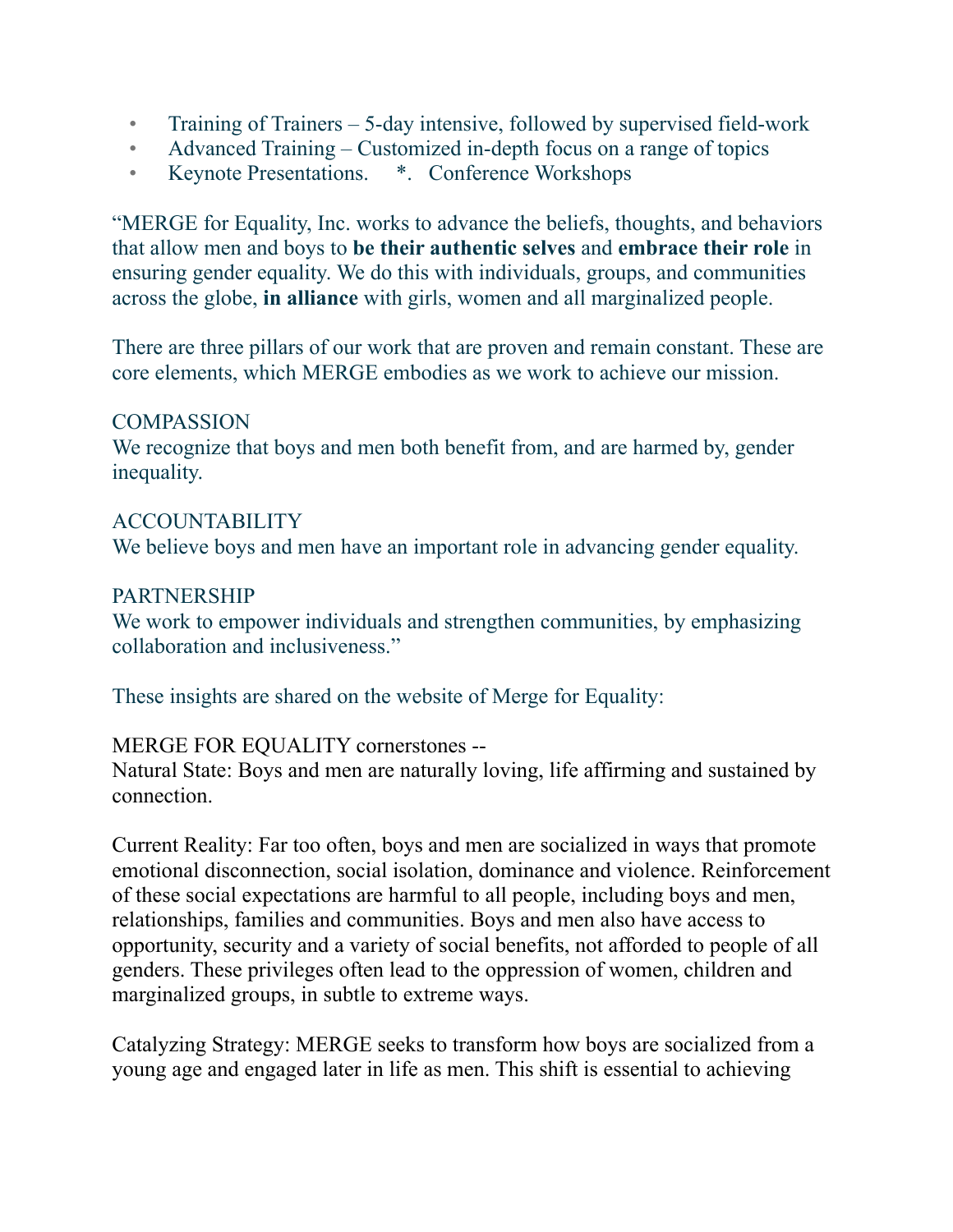- Training of Trainers – 5-day intensive, followed by supervised field-work
- Advanced Training – Customized in-depth focus on a range of topics
- Keynote Presentations.     *.   Conference Workshops

"MERGE for Equality, Inc. works to advance the beliefs, thoughts, and behaviors that allow men and boys to **be their authentic selves** and **embrace their role** in ensuring gender equality. We do this with individuals, groups, and communities across the globe, **in alliance** with girls, women and all marginalized people.

There are three pillars of our work that are proven and remain constant. These are core elements, which MERGE embodies as we work to achieve our mission.

COMPASSION
We recognize that boys and men both benefit from, and are harmed by, gender inequality.

ACCOUNTABILITY
We believe boys and men have an important role in advancing gender equality.

PARTNERSHIP
We work to empower individuals and strengthen communities, by emphasizing collaboration and inclusiveness."

These insights are shared on the website of Merge for Equality:

MERGE FOR EQUALITY cornerstones --
Natural State: Boys and men are naturally loving, life affirming and sustained by connection.

Current Reality: Far too often, boys and men are socialized in ways that promote emotional disconnection, social isolation, dominance and violence. Reinforcement of these social expectations are harmful to all people, including boys and men, relationships, families and communities. Boys and men also have access to opportunity, security and a variety of social benefits, not afforded to people of all genders. These privileges often lead to the oppression of women, children and marginalized groups, in subtle to extreme ways.

Catalyzing Strategy: MERGE seeks to transform how boys are socialized from a young age and engaged later in life as men. This shift is essential to achieving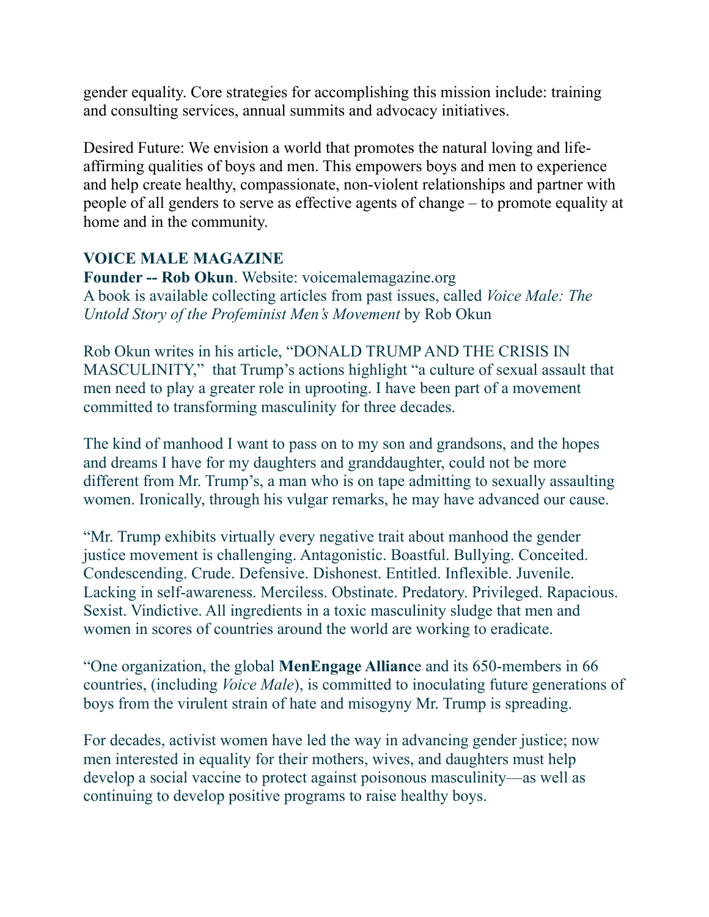gender equality. Core strategies for accomplishing this mission include: training and consulting services, annual summits and advocacy initiatives.

Desired Future: We envision a world that promotes the natural loving and life-affirming qualities of boys and men. This empowers boys and men to experience and help create healthy, compassionate, non-violent relationships and partner with people of all genders to serve as effective agents of change – to promote equality at home and in the community.

**VOICE MALE MAGAZINE**

**Founder -- Rob Okun**. Website: voicemalemagazine.org

A book is available collecting articles from past issues, called *Voice Male: The Untold Story of the Profeminist Men's Movement* by Rob Okun

Rob Okun writes in his article, "DONALD TRUMP AND THE CRISIS IN MASCULINITY," that Trump's actions highlight "a culture of sexual assault that men need to play a greater role in uprooting. I have been part of a movement committed to transforming masculinity for three decades.

The kind of manhood I want to pass on to my son and grandsons, and the hopes and dreams I have for my daughters and granddaughter, could not be more different from Mr. Trump's, a man who is on tape admitting to sexually assaulting women. Ironically, through his vulgar remarks, he may have advanced our cause.

"Mr. Trump exhibits virtually every negative trait about manhood the gender justice movement is challenging. Antagonistic. Boastful. Bullying. Conceited. Condescending. Crude. Defensive. Dishonest. Entitled. Inflexible. Juvenile. Lacking in self-awareness. Merciless. Obstinate. Predatory. Privileged. Rapacious. Sexist. Vindictive. All ingredients in a toxic masculinity sludge that men and women in scores of countries around the world are working to eradicate.

"One organization, the global **MenEngage Allianc**e and its 650-members in 66 countries, (including *Voice Male*), is committed to inoculating future generations of boys from the virulent strain of hate and misogyny Mr. Trump is spreading.

For decades, activist women have led the way in advancing gender justice; now men interested in equality for their mothers, wives, and daughters must help develop a social vaccine to protect against poisonous masculinity—as well as continuing to develop positive programs to raise healthy boys.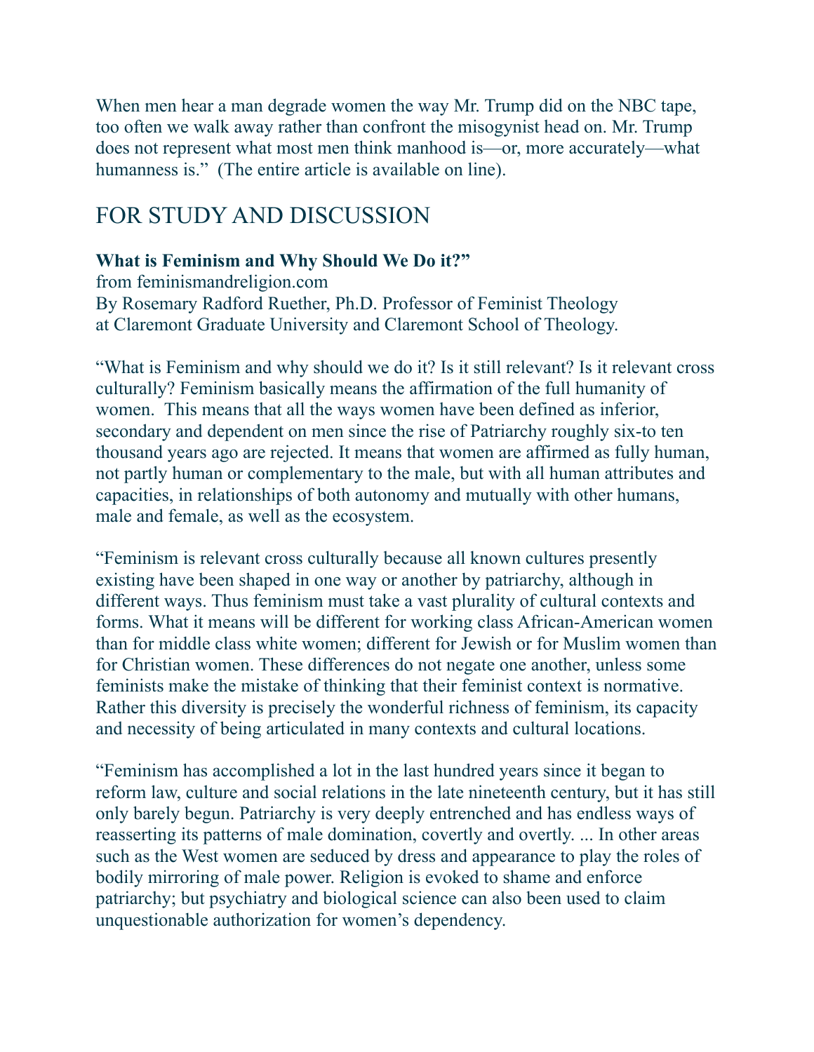When men hear a man degrade women the way Mr. Trump did on the NBC tape, too often we walk away rather than confront the misogynist head on. Mr. Trump does not represent what most men think manhood is—or, more accurately—what humanness is." (The entire article is available on line).

## FOR STUDY AND DISCUSSION

**What is Feminism and Why Should We Do it?"**
from feminismandreligion.com
By Rosemary Radford Ruether, Ph.D. Professor of Feminist Theology at Claremont Graduate University and Claremont School of Theology.

"What is Feminism and why should we do it? Is it still relevant? Is it relevant cross culturally? Feminism basically means the affirmation of the full humanity of women. This means that all the ways women have been defined as inferior, secondary and dependent on men since the rise of Patriarchy roughly six-to ten thousand years ago are rejected. It means that women are affirmed as fully human, not partly human or complementary to the male, but with all human attributes and capacities, in relationships of both autonomy and mutually with other humans, male and female, as well as the ecosystem.

"Feminism is relevant cross culturally because all known cultures presently existing have been shaped in one way or another by patriarchy, although in different ways. Thus feminism must take a vast plurality of cultural contexts and forms. What it means will be different for working class African-American women than for middle class white women; different for Jewish or for Muslim women than for Christian women. These differences do not negate one another, unless some feminists make the mistake of thinking that their feminist context is normative. Rather this diversity is precisely the wonderful richness of feminism, its capacity and necessity of being articulated in many contexts and cultural locations.

"Feminism has accomplished a lot in the last hundred years since it began to reform law, culture and social relations in the late nineteenth century, but it has still only barely begun. Patriarchy is very deeply entrenched and has endless ways of reasserting its patterns of male domination, covertly and overtly. ... In other areas such as the West women are seduced by dress and appearance to play the roles of bodily mirroring of male power. Religion is evoked to shame and enforce patriarchy; but psychiatry and biological science can also been used to claim unquestionable authorization for women's dependency.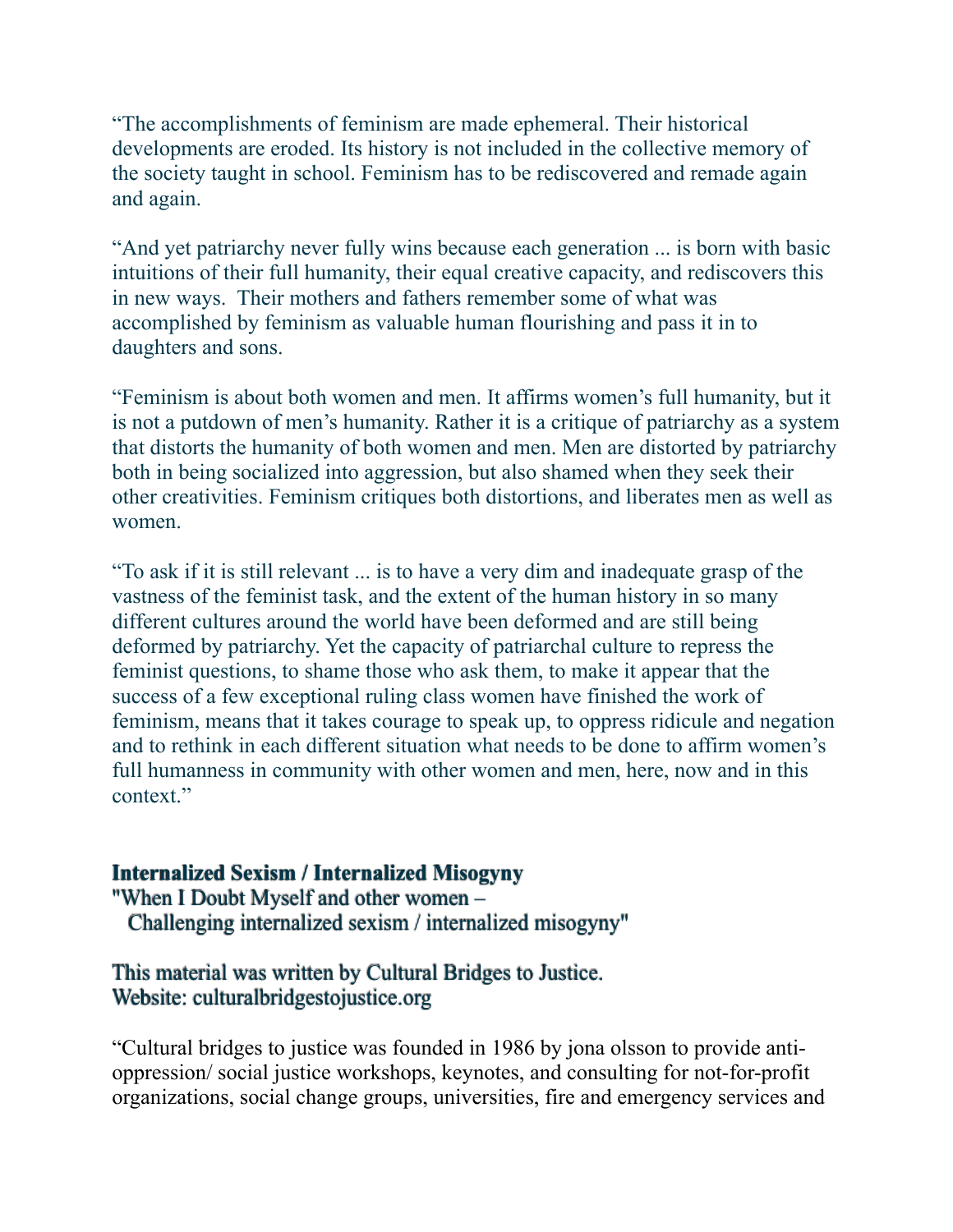“The accomplishments of feminism are made ephemeral. Their historical developments are eroded. Its history is not included in the collective memory of the society taught in school. Feminism has to be rediscovered and remade again and again.

“And yet patriarchy never fully wins because each generation ... is born with basic intuitions of their full humanity, their equal creative capacity, and rediscovers this in new ways.  Their mothers and fathers remember some of what was accomplished by feminism as valuable human flourishing and pass it in to daughters and sons.

“Feminism is about both women and men. It affirms women’s full humanity, but it is not a putdown of men’s humanity. Rather it is a critique of patriarchy as a system that distorts the humanity of both women and men. Men are distorted by patriarchy both in being socialized into aggression, but also shamed when they seek their other creativities. Feminism critiques both distortions, and liberates men as well as women.

“To ask if it is still relevant ... is to have a very dim and inadequate grasp of the vastness of the feminist task, and the extent of the human history in so many different cultures around the world have been deformed and are still being deformed by patriarchy. Yet the capacity of patriarchal culture to repress the feminist questions, to shame those who ask them, to make it appear that the success of a few exceptional ruling class women have finished the work of feminism, means that it takes courage to speak up, to oppress ridicule and negation and to rethink in each different situation what needs to be done to affirm women’s full humanness in community with other women and men, here, now and in this context.”

**Internalized Sexism / Internalized Misogyny**
**"When I Doubt Myself and other women –**
**Challenging internalized sexism / internalized misogyny"**

**This material was written by Cultural Bridges to Justice.**
**Website: culturalbridgestojustice.org**

“Cultural bridges to justice was founded in 1986 by jona olsson to provide anti-oppression/ social justice workshops, keynotes, and consulting for not-for-profit organizations, social change groups, universities, fire and emergency services and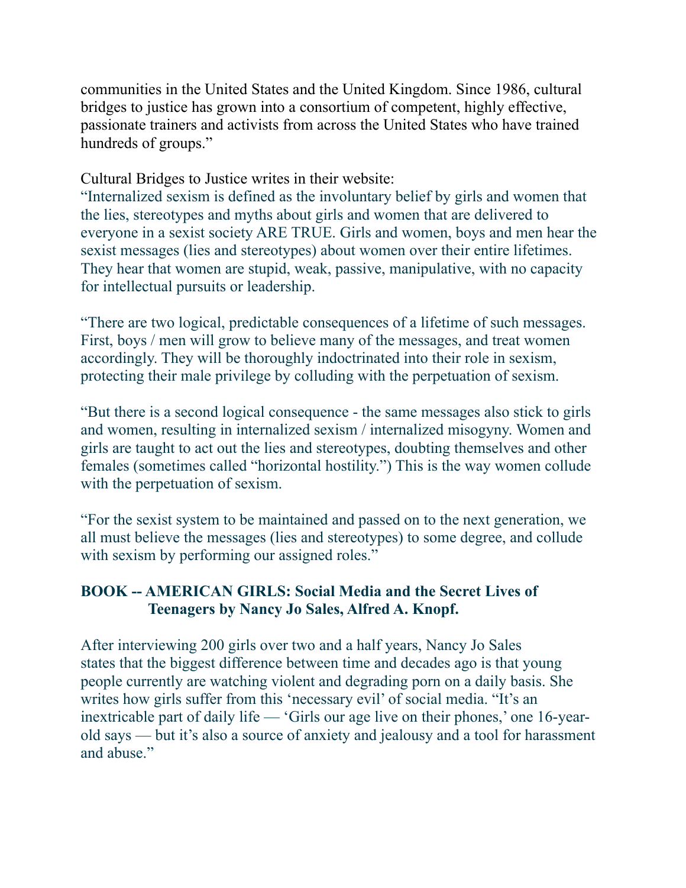communities in the United States and the United Kingdom. Since 1986, cultural bridges to justice has grown into a consortium of competent, highly effective, passionate trainers and activists from across the United States who have trained hundreds of groups."

Cultural Bridges to Justice writes in their website:

"Internalized sexism is defined as the involuntary belief by girls and women that the lies, stereotypes and myths about girls and women that are delivered to everyone in a sexist society ARE TRUE. Girls and women, boys and men hear the sexist messages (lies and stereotypes) about women over their entire lifetimes. They hear that women are stupid, weak, passive, manipulative, with no capacity for intellectual pursuits or leadership.

"There are two logical, predictable consequences of a lifetime of such messages. First, boys / men will grow to believe many of the messages, and treat women accordingly. They will be thoroughly indoctrinated into their role in sexism, protecting their male privilege by colluding with the perpetuation of sexism.

"But there is a second logical consequence - the same messages also stick to girls and women, resulting in internalized sexism / internalized misogyny. Women and girls are taught to act out the lies and stereotypes, doubting themselves and other females (sometimes called "horizontal hostility.") This is the way women collude with the perpetuation of sexism.

"For the sexist system to be maintained and passed on to the next generation, we all must believe the messages (lies and stereotypes) to some degree, and collude with sexism by performing our assigned roles."

**BOOK -- AMERICAN GIRLS: Social Media and the Secret Lives of Teenagers by Nancy Jo Sales, Alfred A. Knopf.**

After interviewing 200 girls over two and a half years, Nancy Jo Sales states that the biggest difference between time and decades ago is that young people currently are watching violent and degrading porn on a daily basis. She writes how girls suffer from this 'necessary evil' of social media. "It's an inextricable part of daily life — 'Girls our age live on their phones,' one 16-year-old says — but it's also a source of anxiety and jealousy and a tool for harassment and abuse."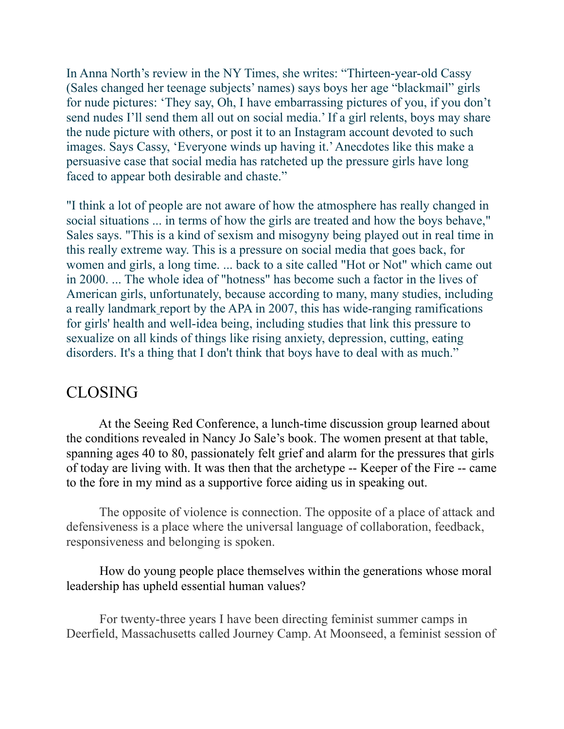In Anna North's review in the NY Times, she writes: "Thirteen-year-old Cassy (Sales changed her teenage subjects' names) says boys her age "blackmail" girls for nude pictures: 'They say, Oh, I have embarrassing pictures of you, if you don't send nudes I'll send them all out on social media.' If a girl relents, boys may share the nude picture with others, or post it to an Instagram account devoted to such images. Says Cassy, 'Everyone winds up having it.' Anecdotes like this make a persuasive case that social media has ratcheted up the pressure girls have long faced to appear both desirable and chaste."

"I think a lot of people are not aware of how the atmosphere has really changed in social situations ... in terms of how the girls are treated and how the boys behave," Sales says. "This is a kind of sexism and misogyny being played out in real time in this really extreme way. This is a pressure on social media that goes back, for women and girls, a long time. ... back to a site called "Hot or Not" which came out in 2000. ... The whole idea of "hotness" has become such a factor in the lives of American girls, unfortunately, because according to many, many studies, including a really landmark report by the APA in 2007, this has wide-ranging ramifications for girls' health and well-idea being, including studies that link this pressure to sexualize on all kinds of things like rising anxiety, depression, cutting, eating disorders. It's a thing that I don't think that boys have to deal with as much."

## CLOSING

At the Seeing Red Conference, a lunch-time discussion group learned about the conditions revealed in Nancy Jo Sale's book. The women present at that table, spanning ages 40 to 80, passionately felt grief and alarm for the pressures that girls of today are living with. It was then that the archetype -- Keeper of the Fire -- came to the fore in my mind as a supportive force aiding us in speaking out.

The opposite of violence is connection. The opposite of a place of attack and defensiveness is a place where the universal language of collaboration, feedback, responsiveness and belonging is spoken.

How do young people place themselves within the generations whose moral leadership has upheld essential human values?

For twenty-three years I have been directing feminist summer camps in Deerfield, Massachusetts called Journey Camp. At Moonseed, a feminist session of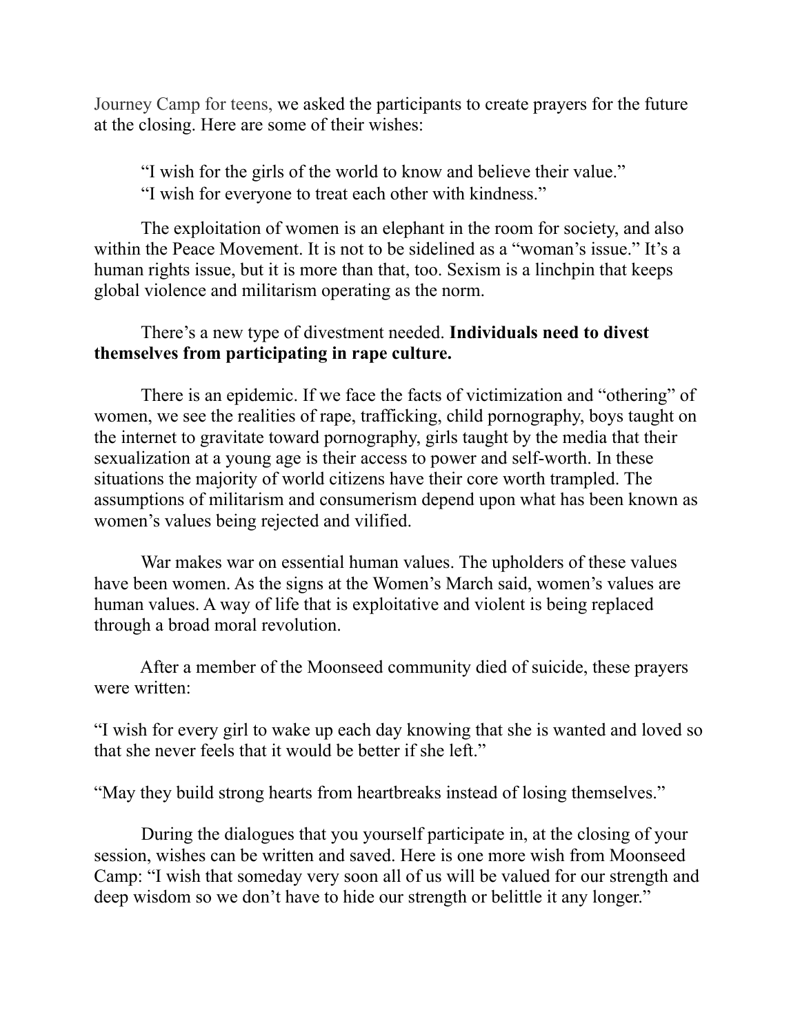Journey Camp for teens, we asked the participants to create prayers for the future at the closing. Here are some of their wishes:

> "I wish for the girls of the world to know and believe their value."
> "I wish for everyone to treat each other with kindness."

The exploitation of women is an elephant in the room for society, and also within the Peace Movement. It is not to be sidelined as a "woman's issue." It's a human rights issue, but it is more than that, too. Sexism is a linchpin that keeps global violence and militarism operating as the norm.

There's a new type of divestment needed. **Individuals need to divest themselves from participating in rape culture.**

There is an epidemic. If we face the facts of victimization and "othering" of women, we see the realities of rape, trafficking, child pornography, boys taught on the internet to gravitate toward pornography, girls taught by the media that their sexualization at a young age is their access to power and self-worth. In these situations the majority of world citizens have their core worth trampled. The assumptions of militarism and consumerism depend upon what has been known as women's values being rejected and vilified.

War makes war on essential human values. The upholders of these values have been women. As the signs at the Women's March said, women's values are human values. A way of life that is exploitative and violent is being replaced through a broad moral revolution.

After a member of the Moonseed community died of suicide, these prayers were written:

"I wish for every girl to wake up each day knowing that she is wanted and loved so that she never feels that it would be better if she left."

"May they build strong hearts from heartbreaks instead of losing themselves."

During the dialogues that you yourself participate in, at the closing of your session, wishes can be written and saved. Here is one more wish from Moonseed Camp: "I wish that someday very soon all of us will be valued for our strength and deep wisdom so we don't have to hide our strength or belittle it any longer."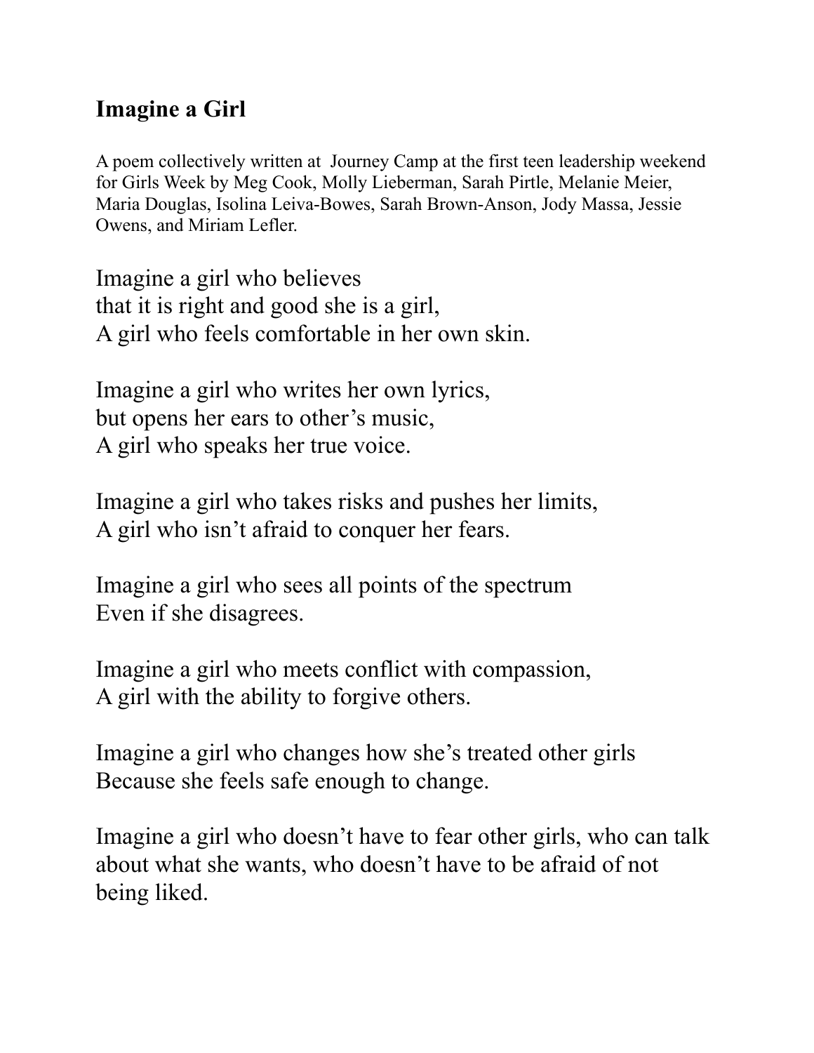## Imagine a Girl

A poem collectively written at Journey Camp at the first teen leadership weekend for Girls Week by Meg Cook, Molly Lieberman, Sarah Pirtle, Melanie Meier, Maria Douglas, Isolina Leiva-Bowes, Sarah Brown-Anson, Jody Massa, Jessie Owens, and Miriam Lefler.

Imagine a girl who believes  
that it is right and good she is a girl,  
A girl who feels comfortable in her own skin.

Imagine a girl who writes her own lyrics,  
but opens her ears to other's music,  
A girl who speaks her true voice.

Imagine a girl who takes risks and pushes her limits,  
A girl who isn't afraid to conquer her fears.

Imagine a girl who sees all points of the spectrum  
Even if she disagrees.

Imagine a girl who meets conflict with compassion,  
A girl with the ability to forgive others.

Imagine a girl who changes how she's treated other girls  
Because she feels safe enough to change.

Imagine a girl who doesn't have to fear other girls, who can talk about what she wants, who doesn't have to be afraid of not being liked.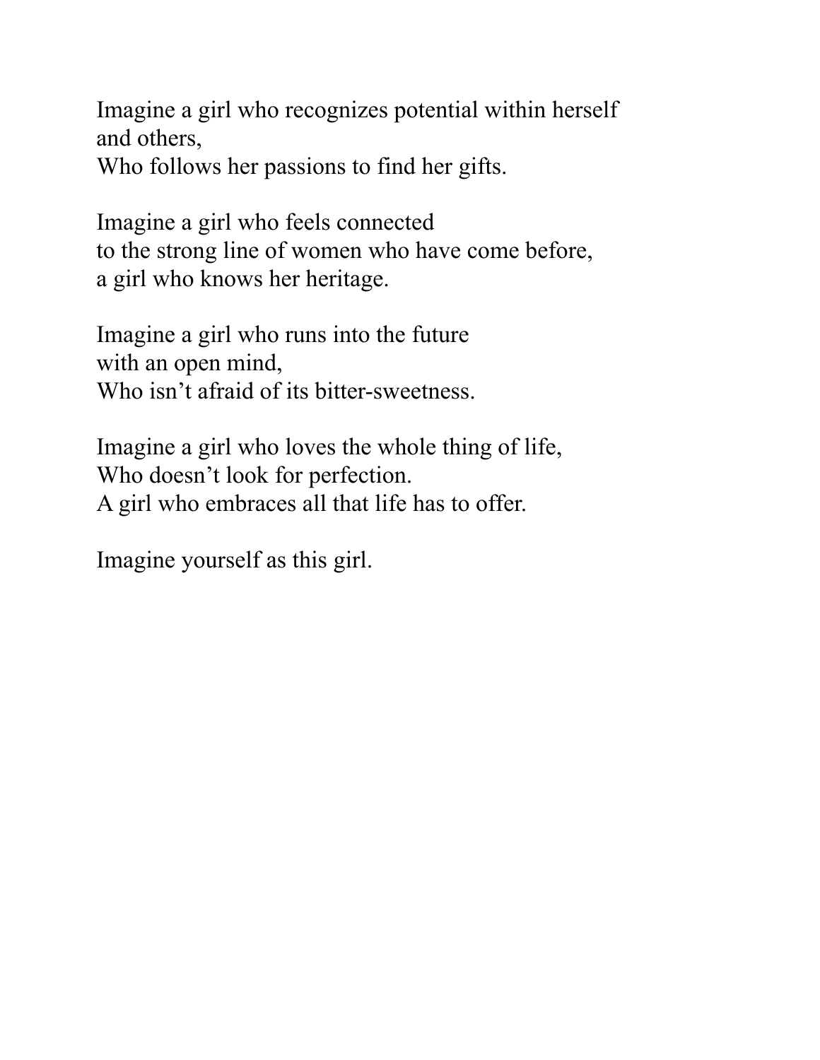Imagine a girl who recognizes potential within herself and others,
Who follows her passions to find her gifts.

Imagine a girl who feels connected
to the strong line of women who have come before,
a girl who knows her heritage.

Imagine a girl who runs into the future
with an open mind,
Who isn't afraid of its bitter-sweetness.

Imagine a girl who loves the whole thing of life,
Who doesn't look for perfection.
A girl who embraces all that life has to offer.

Imagine yourself as this girl.